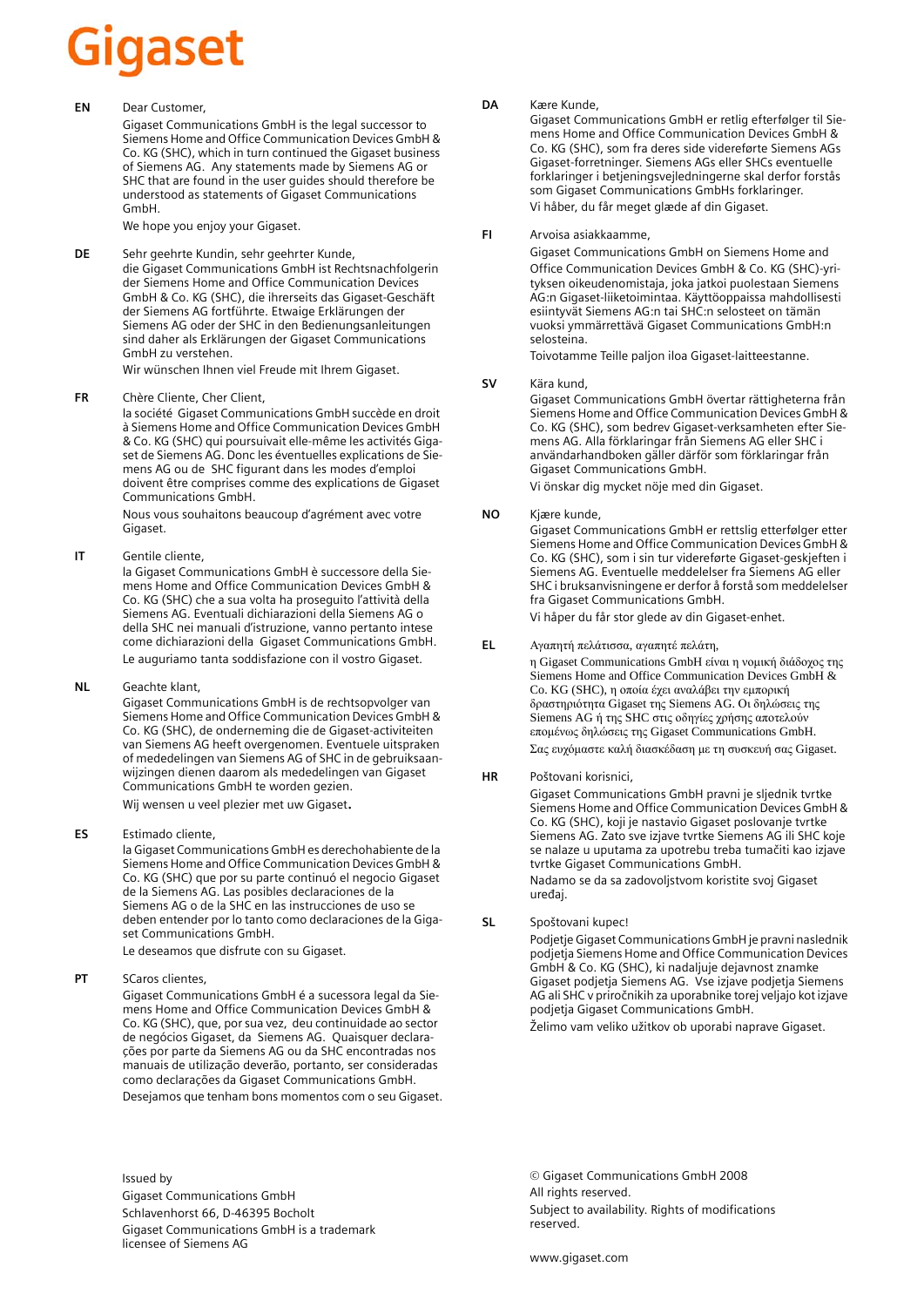# Gigaset

**EN** Dear Customer,

Gigaset Communications GmbH is the legal successor to Siemens Home and Office Communication Devices GmbH & Co. KG (SHC), which in turn continued the Gigaset business of Siemens AG. Any statements made by Siemens AG or SHC that are found in the user guides should therefore be understood as statements of Gigaset Communications GmbH.

We hope you enjoy your Gigaset.

**DE** Sehr geehrte Kundin, sehr geehrter Kunde,

die Gigaset Communications GmbH ist Rechtsnachfolgerin der Siemens Home and Office Communication Devices GmbH & Co. KG (SHC), die ihrerseits das Gigaset-Geschäft der Siemens AG fortführte. Etwaige Erklärungen der Siemens AG oder der SHC in den Bedienungsanleitungen sind daher als Erklärungen der Gigaset Communications GmbH zu verstehen.

Wir wünschen Ihnen viel Freude mit Ihrem Gigaset.

**FR** Chère Cliente, Cher Client,

la société Gigaset Communications GmbH succède en droit à Siemens Home and Office Communication Devices GmbH & Co. KG (SHC) qui poursuivait elle-même les activités Gigaset de Siemens AG. Donc les éventuelles explications de Siemens AG ou de SHC figurant dans les modes d'emploi doivent être comprises comme des explications de Gigaset Communications GmbH.

Nous vous souhaitons beaucoup d'agrément avec votre Gigaset.

**IT** Gentile cliente,

la Gigaset Communications GmbH è successore della Siemens Home and Office Communication Devices GmbH & Co. KG (SHC) che a sua volta ha proseguito l'attività della Siemens AG. Eventuali dichiarazioni della Siemens AG o della SHC nei manuali d'istruzione, vanno pertanto intese come dichiarazioni della Gigaset Communications GmbH.

Le auguriamo tanta soddisfazione con il vostro Gigaset.

**NL** Geachte klant,

Gigaset Communications GmbH is de rechtsopvolger van Siemens Home and Office Communication Devices GmbH & Co. KG (SHC), de onderneming die de Gigaset-activiteiten van Siemens AG heeft overgenomen. Eventuele uitspraken of mededelingen van Siemens AG of SHC in de gebruiksaanwijzingen dienen daarom als mededelingen van Gigaset Communications GmbH te worden gezien.

Wij wensen u veel plezier met uw Gigaset.

**ES** Estimado cliente,

la Gigaset Communications GmbH es derechohabiente de la Siemens Home and Office Communication Devices GmbH & Co. KG (SHC) que por su parte continuó el negocio Gigaset de la Siemens AG. Las posibles declaraciones de la Siemens AG o de la SHC en las instrucciones de uso se deben entender por lo tanto como declaraciones de la Gigaset Communications GmbH.

Le deseamos que disfrute con su Gigaset.

**PT** SCaros clientes,

Gigaset Communications GmbH é a sucessora legal da Siemens Home and Office Communication Devices GmbH & Co. KG (SHC), que, por sua vez, deu continuidade ao sector de negócios Gigaset, da Siemens AG. Quaisquer declarações por parte da Siemens AG ou da SHC encontradas nos manuais de utilização deverão, portanto, ser consideradas como declarações da Gigaset Communications GmbH.

Desejamos que tenham bons momentos com o seu Gigaset.

**DA** Kære Kunde,

Gigaset Communications GmbH er retlig efterfølger til Siemens Home and Office Communication Devices GmbH & Co. KG (SHC), som fra deres side videreførte Siemens AGs Gigaset-forretninger. Siemens AGs eller SHCs eventuelle forklaringer i betjeningsvejledningerne skal derfor forstås som Gigaset Communications GmbHs forklaringer.

Vi håber, du får meget glæde af din Gigaset.

**FI** Arvoisa asiakkaamme,

Gigaset Communications GmbH on Siemens Home and Office Communication Devices GmbH & Co. KG (SHC)-yrityksen oikeudenomistaja, joka jatkoi puolestaan Siemens AG:n Gigaset-liiketoimintaa. Käyttöoppaissa mahdollisesti esiintyvät Siemens AG:n tai SHC:n selosteet on tämän vuoksi ymmärrettävä Gigaset Communications GmbH:n selosteina.

Toivotamme Teille paljon iloa Gigaset-laitteestanne.

**SV** Kära kund,

Gigaset Communications GmbH övertar rättigheterna från Siemens Home and Office Communication Devices GmbH & Co. KG (SHC), som bedrev Gigaset-verksamheten efter Siemens AG. Alla förklaringar från Siemens AG eller SHC i användarhandboken gäller därför som förklaringar från Gigaset Communications GmbH.

Vi önskar dig mycket nöje med din Gigaset.

**NO** Kjære kunde,

Gigaset Communications GmbH er rettslig etterfølger etter Siemens Home and Office Communication Devices GmbH & Co. KG (SHC), som i sin tur videreførte Gigaset-geskjeften i Siemens AG. Eventuelle meddelelser fra Siemens AG eller SHC i bruksanvisningene er derfor å forstå som meddelelser fra Gigaset Communications GmbH.

Vi håper du får stor glede av din Gigaset-enhet.

**EL** Αγαπητή πελάτισσα, αγαπητέ πελάτη,

η Gigaset Communications GmbH είναι η νομική διάδοχος της Siemens Home and Office Communication Devices GmbH & Co. KG (SHC), η οποία έχει αναλάβει την εμπορική δραστηριότητα Gigaset της Siemens AG. Οι δηλώσεις της Siemens AG ή της SHC στις οδηγίες χρήσης αποτελούν επομένως δηλώσεις της Gigaset Communications GmbH.

Σας ευχόμαστε καλή διασκέδαση με τη συσκευή σας Gigaset.

**HR** Poštovani korisnici,

Gigaset Communications GmbH pravni je sljednik tvrtke Siemens Home and Office Communication Devices GmbH & Co. KG (SHC), koji je nastavio Gigaset poslovanje tvrtke Siemens AG. Zato sve izjave tvrtke Siemens AG ili SHC koje se nalaze u uputama za upotrebu treba tumačiti kao izjave tvrtke Gigaset Communications GmbH.

Nadamo se da sa zadovoljstvom koristite svoj Gigaset uređaj.

**SL** Spoštovani kupec!

Podjetje Gigaset Communications GmbH je pravni naslednik podjetja Siemens Home and Office Communication Devices GmbH & Co. KG (SHC), ki nadaljuje dejavnost znamke Gigaset podjetja Siemens AG. Vse izjave podjetja Siemens AG ali SHC v priročnikih za uporabnike torej veljajo kot izjave podjetja Gigaset Communications GmbH.

Želimo vam veliko užitkov ob uporabi naprave Gigaset.

Issued by
Gigaset Communications GmbH
Schlavenhorst 66, D-46395 Bocholt
Gigaset Communications GmbH is a trademark licensee of Siemens AG

© Gigaset Communications GmbH 2008
All rights reserved.
Subject to availability. Rights of modifications reserved.

www.gigaset.com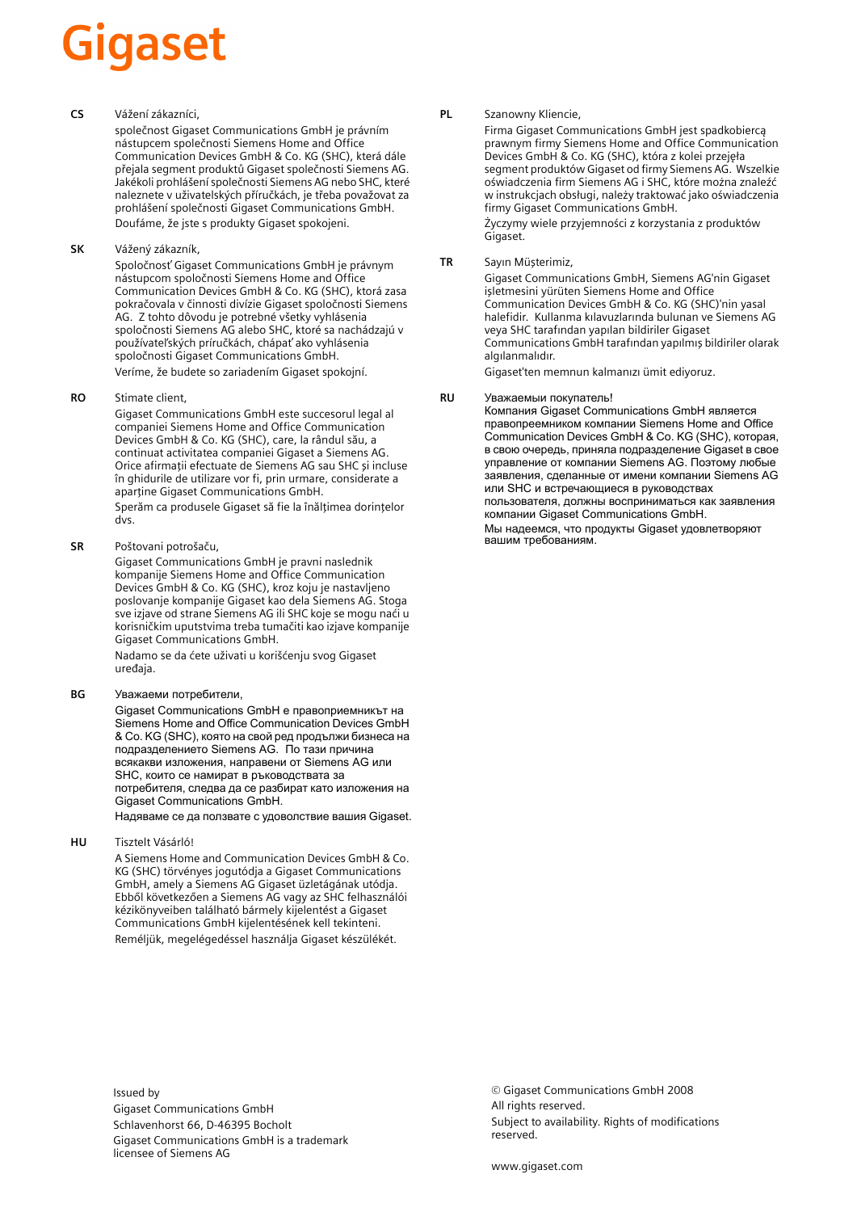# Gigaset

**CS** Vážení zákazníci,

společnost Gigaset Communications GmbH je právním nástupcem společnosti Siemens Home and Office Communication Devices GmbH & Co. KG (SHC), která dále přejala segment produktů Gigaset společnosti Siemens AG. Jakékoli prohlášení společnosti Siemens AG nebo SHC, které naleznete v uživatelských příručkách, je třeba považovat za prohlášení společnosti Gigaset Communications GmbH.

Doufáme, že jste s produkty Gigaset spokojeni.

**SK** Vážený zákazník,

Spoločnosť Gigaset Communications GmbH je právnym nástupcom spoločnosti Siemens Home and Office Communication Devices GmbH & Co. KG (SHC), ktorá zasa pokračovala v činnosti divízie Gigaset spoločnosti Siemens AG. Z tohto dôvodu je potrebné všetky vyhlásenia spoločnosti Siemens AG alebo SHC, ktoré sa nachádzajú v používateľských príručkách, chápať ako vyhlásenia spoločnosti Gigaset Communications GmbH.

Veríme, že budete so zariadením Gigaset spokojní.

**RO** Stimate client,

Gigaset Communications GmbH este succesorul legal al companiei Siemens Home and Office Communication Devices GmbH & Co. KG (SHC), care, la rândul său, a continuat activitatea companiei Gigaset a Siemens AG. Orice afirmaţii efectuate de Siemens AG sau SHC şi incluse în ghidurile de utilizare vor fi, prin urmare, considerate a aparţine Gigaset Communications GmbH.

Sperăm ca produsele Gigaset să fie la înălţimea dorinţelor dvs.

**SR** Poštovani potrošaču,

Gigaset Communications GmbH je pravni naslednik kompanije Siemens Home and Office Communication Devices GmbH & Co. KG (SHC), kroz koju je nastavljeno poslovanje kompanije Gigaset kao dela Siemens AG. Stoga sve izjave od strane Siemens AG ili SHC koje se mogu naći u korisničkim uputstvima treba tumačiti kao izjave kompanije Gigaset Communications GmbH.

Nadamo se da ćete uživati u korišćenju svog Gigaset uređaja.

**BG** Уважаеми потребители,

Gigaset Communications GmbH е правоприемникът на Siemens Home and Office Communication Devices GmbH & Co. KG (SHC), която на свой ред продължи бизнеса на подразделението Siemens AG. По тази причина всякакви изложения, направени от Siemens AG или SHC, които се намират в ръководствата за потребителя, следва да се разбират като изложения на Gigaset Communications GmbH.

Надяваме се да ползвате с удоволствие вашия Gigaset.

**HU** Tisztelt Vásárló!

A Siemens Home and Communication Devices GmbH & Co. KG (SHC) törvényes jogutódja a Gigaset Communications GmbH, amely a Siemens AG Gigaset üzletágának utódja. Ebből következően a Siemens AG vagy az SHC felhasználói kézikönyveiben található bármely kijelentést a Gigaset Communications GmbH kijelentésének kell tekinteni.

Reméljük, megelégedéssel használja Gigaset készülékét.

**PL** Szanowny Kliencie,

Firma Gigaset Communications GmbH jest spadkobiercą prawnym firmy Siemens Home and Office Communication Devices GmbH & Co. KG (SHC), która z kolei przejęła segment produktów Gigaset od firmy Siemens AG. Wszelkie oświadczenia firm Siemens AG i SHC, które można znaleźć w instrukcjach obsługi, należy traktować jako oświadczenia firmy Gigaset Communications GmbH.

Życzymy wiele przyjemności z korzystania z produktów Gigaset.

**TR** Sayın Müşterimiz,

Gigaset Communications GmbH, Siemens AG'nin Gigaset işletmesini yürüten Siemens Home and Office Communication Devices GmbH & Co. KG (SHC)'nin yasal halefidir. Kullanma kılavuzlarında bulunan ve Siemens AG veya SHC tarafından yapılan bildiriler Gigaset Communications GmbH tarafından yapılmış bildiriler olarak algılanmalıdır.

Gigaset'ten memnun kalmanızı ümit ediyoruz.

**RU** Уважаемыи покупатель!

Компания Gigaset Communications GmbH является правопреемником компании Siemens Home and Office Communication Devices GmbH & Co. KG (SHC), которая, в свою очередь, приняла подразделение Gigaset в свое управление от компании Siemens AG. Поэтому любые заявления, сделанные от имени компании Siemens AG или SHC и встречающиеся в руководствах пользователя, должны восприниматься как заявления компании Gigaset Communications GmbH.

Мы надеемся, что продукты Gigaset удовлетворяют вашим требованиям.

Issued by
Gigaset Communications GmbH
Schlavenhorst 66, D-46395 Bocholt
Gigaset Communications GmbH is a trademark licensee of Siemens AG

© Gigaset Communications GmbH 2008
All rights reserved.
Subject to availability. Rights of modifications reserved.

www.gigaset.com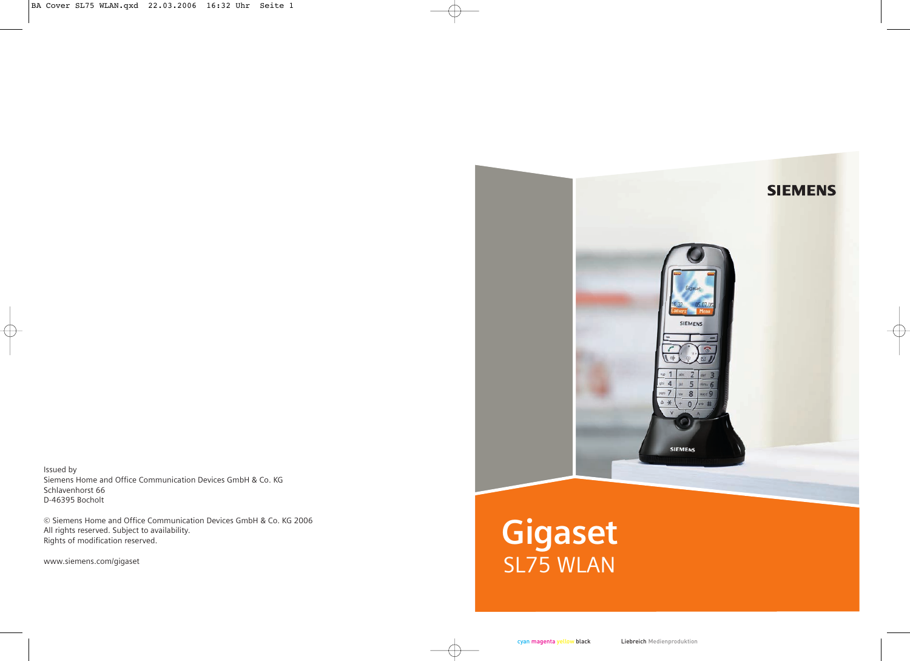Issued by
Siemens Home and Office Communication Devices GmbH & Co. KG
Schlavenhorst 66
D-46395 Bocholt

© Siemens Home and Office Communication Devices GmbH & Co. KG 2006
All rights reserved. Subject to availability.
Rights of modification reserved.

www.siemens.com/gigaset

SIEMENS

# Gigaset

## SL75 WLAN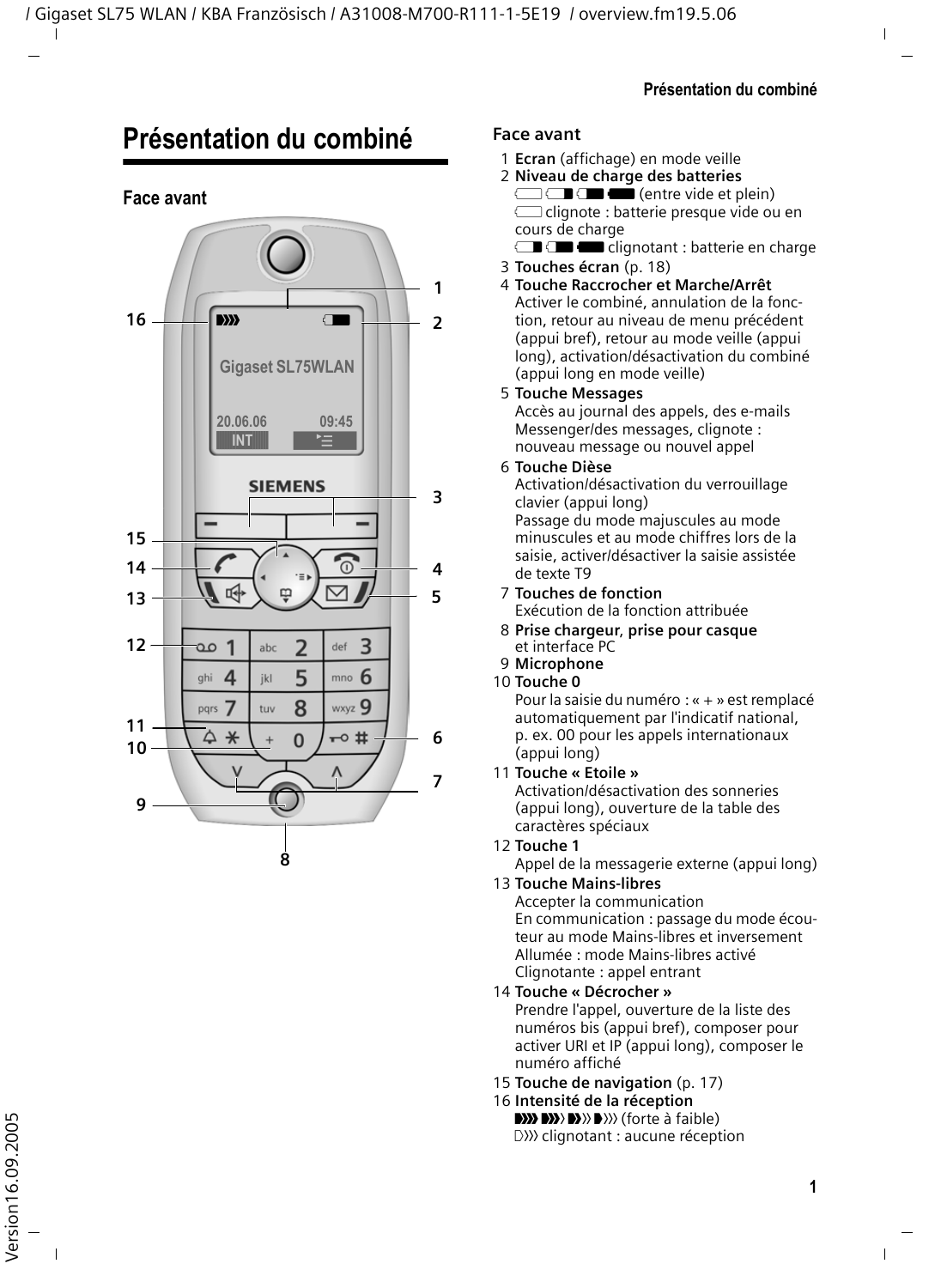# Présentation du combiné

## Face avant

## Face avant

1. **Ecran** (affichage) en mode veille
2. **Niveau de charge des batteries**
   (entre vide et plein)
   clignote : batterie presque vide ou en cours de charge
   clignotant : batterie en charge
3. **Touches écran** (p. 18)
4. **Touche Raccrocher et Marche/Arrêt**
   Activer le combiné, annulation de la fonction, retour au niveau de menu précédent (appui bref), retour au mode veille (appui long), activation/désactivation du combiné (appui long en mode veille)
5. **Touche Messages**
   Accès au journal des appels, des e-mails Messenger/des messages, clignote : nouveau message ou nouvel appel
6. **Touche Dièse**
   Activation/désactivation du verrouillage clavier (appui long)
   Passage du mode majuscules au mode minuscules et au mode chiffres lors de la saisie, activer/désactiver la saisie assistée de texte T9
7. **Touches de fonction**
   Exécution de la fonction attribuée
8. **Prise chargeur**, **prise pour casque** et interface PC
9. **Microphone**
10. **Touche 0**
    Pour la saisie du numéro : « + » est remplacé automatiquement par l'indicatif national, p. ex. 00 pour les appels internationaux (appui long)
11. **Touche « Etoile »**
    Activation/désactivation des sonneries (appui long), ouverture de la table des caractères spéciaux
12. **Touche 1**
    Appel de la messagerie externe (appui long)
13. **Touche Mains-libres**
    Accepter la communication
    En communication : passage du mode écouteur au mode Mains-libres et inversement
    Allumée : mode Mains-libres activé
    Clignotante : appel entrant
14. **Touche « Décrocher »**
    Prendre l'appel, ouverture de la liste des numéros bis (appui bref), composer pour activer URI et IP (appui long), composer le numéro affiché
15. **Touche de navigation** (p. 17)
16. **Intensité de la réception**
    (forte à faible)
    clignotant : aucune réception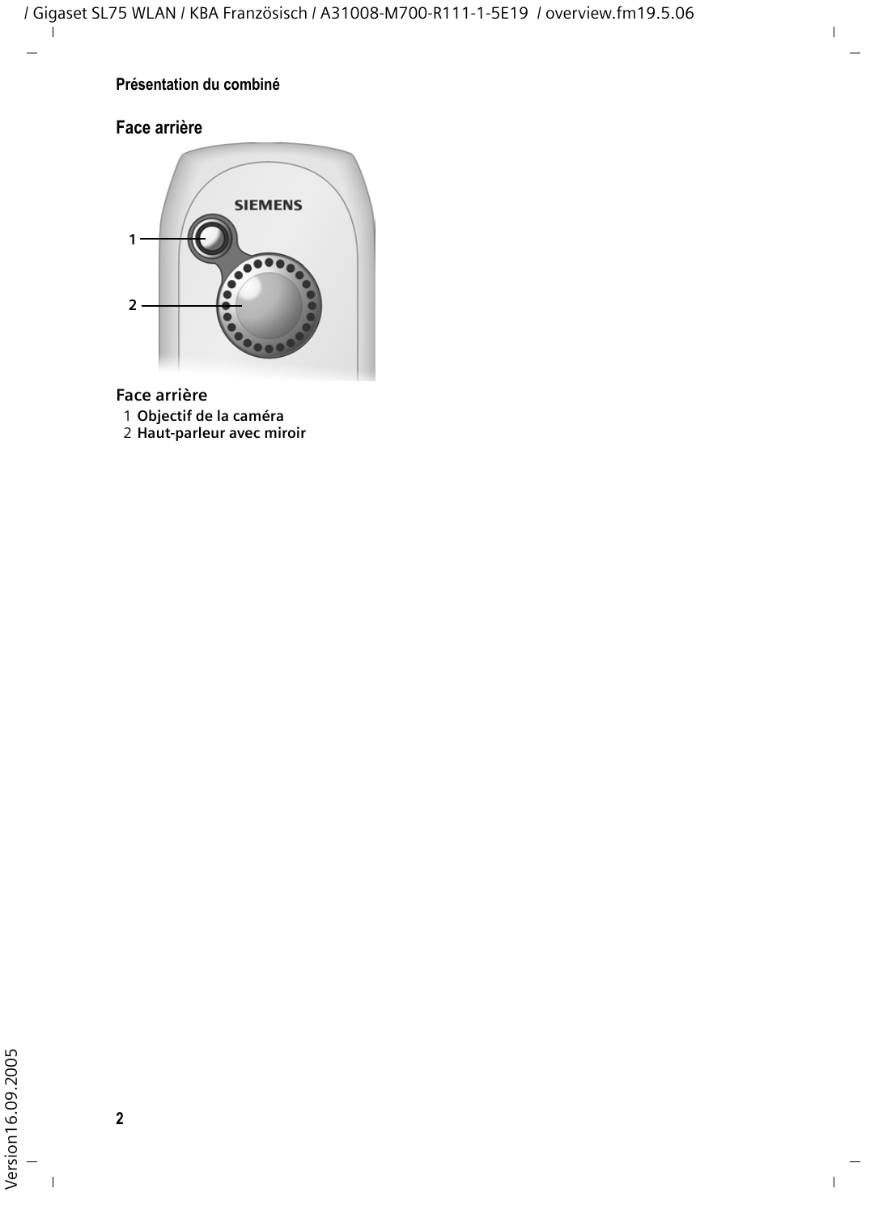## Face arrière

1
2

**Face arrière**

1 **Objectif de la caméra**
2 **Haut-parleur avec miroir**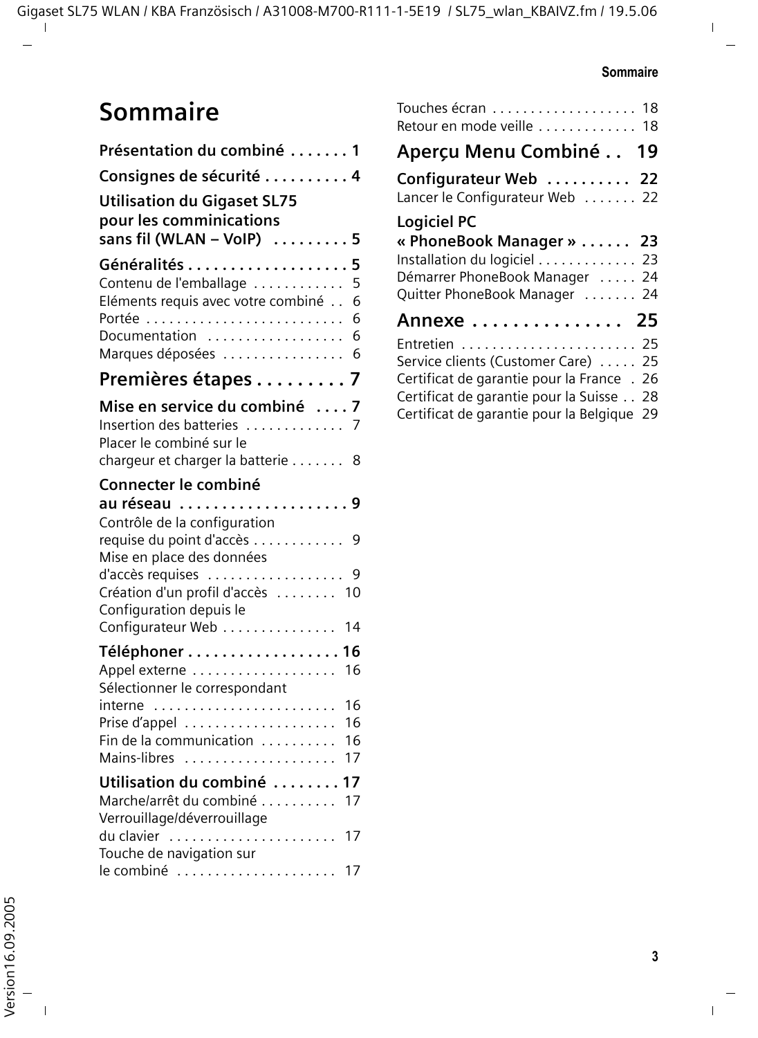# Sommaire

**Présentation du combiné . . . . . . . 1**

**Consignes de sécurité . . . . . . . . . . 4**

**Utilisation du Gigaset SL75 pour les comminications sans fil (WLAN – VoIP) . . . . . . . . . 5**

**Généralités . . . . . . . . . . . . . . . . . . . 5**

Contenu de l'emballage . . . . . . . . . . . . 5
Eléments requis avec votre combiné . . 6
Portée . . . . . . . . . . . . . . . . . . . . . . . . . . 6
Documentation . . . . . . . . . . . . . . . . . . 6
Marques déposées . . . . . . . . . . . . . . . . 6

## Premières étapes . . . . . . . . . 7

**Mise en service du combiné . . . . 7**

Insertion des batteries . . . . . . . . . . . . . 7
Placer le combiné sur le chargeur et charger la batterie . . . . . . . 8

**Connecter le combiné au réseau . . . . . . . . . . . . . . . . . . . . 9**

Contrôle de la configuration requise du point d'accès . . . . . . . . . . . . 9
Mise en place des données d'accès requises . . . . . . . . . . . . . . . . . . 9
Création d'un profil d'accès . . . . . . . . 10
Configuration depuis le Configurateur Web . . . . . . . . . . . . . . . 14

**Téléphoner . . . . . . . . . . . . . . . . . . 16**

Appel externe . . . . . . . . . . . . . . . . . . . 16
Sélectionner le correspondant interne . . . . . . . . . . . . . . . . . . . . . . . . 16
Prise d'appel . . . . . . . . . . . . . . . . . . . . 16
Fin de la communication . . . . . . . . . . 16
Mains-libres . . . . . . . . . . . . . . . . . . . . 17

**Utilisation du combiné . . . . . . . . 17**

Marche/arrêt du combiné . . . . . . . . . . 17
Verrouillage/déverrouillage du clavier . . . . . . . . . . . . . . . . . . . . . . 17
Touche de navigation sur le combiné . . . . . . . . . . . . . . . . . . . . . 17
Touches écran . . . . . . . . . . . . . . . . . . . 18
Retour en mode veille . . . . . . . . . . . . . 18

## Aperçu Menu Combiné . . 19

**Configurateur Web . . . . . . . . . . 22**

Lancer le Configurateur Web . . . . . . . 22

**Logiciel PC « PhoneBook Manager » . . . . . . 23**

Installation du logiciel . . . . . . . . . . . . . 23
Démarrer PhoneBook Manager . . . . . 24
Quitter PhoneBook Manager . . . . . . . 24

## Annexe . . . . . . . . . . . . . . . 25

Entretien . . . . . . . . . . . . . . . . . . . . . . . 25
Service clients (Customer Care) . . . . . 25
Certificat de garantie pour la France . 26
Certificat de garantie pour la Suisse . . 28
Certificat de garantie pour la Belgique 29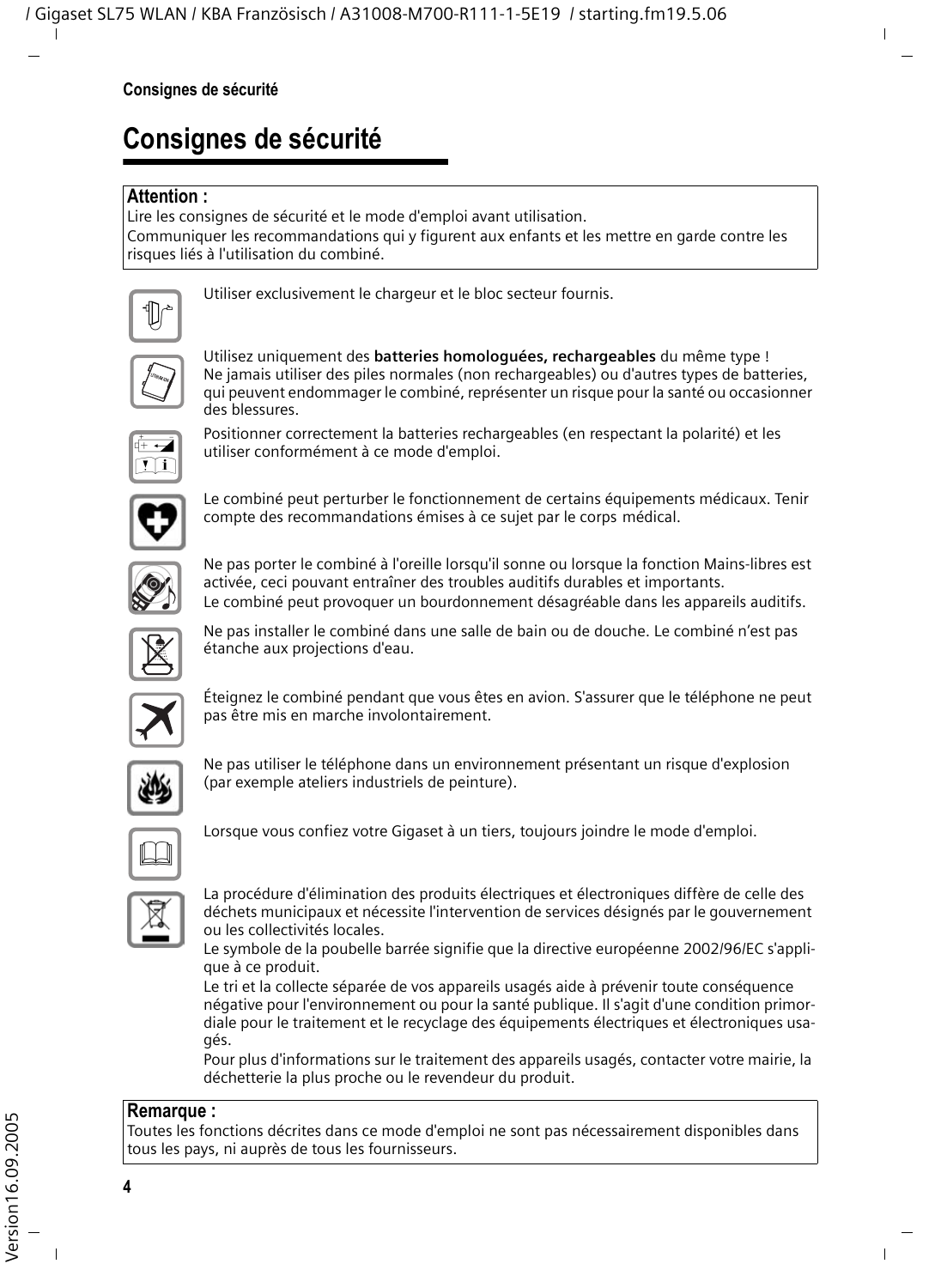# Consignes de sécurité

**Attention :**
Lire les consignes de sécurité et le mode d'emploi avant utilisation.
Communiquer les recommandations qui y figurent aux enfants et les mettre en garde contre les risques liés à l'utilisation du combiné.

Utiliser exclusivement le chargeur et le bloc secteur fournis.

Utilisez uniquement des **batteries homologuées, rechargeables** du même type ! Ne jamais utiliser des piles normales (non rechargeables) ou d'autres types de batteries, qui peuvent endommager le combiné, représenter un risque pour la santé ou occasionner des blessures.

Positionner correctement la batteries rechargeables (en respectant la polarité) et les utiliser conformément à ce mode d'emploi.

Le combiné peut perturber le fonctionnement de certains équipements médicaux. Tenir compte des recommandations émises à ce sujet par le corps médical.

Ne pas porter le combiné à l'oreille lorsqu'il sonne ou lorsque la fonction Mains-libres est activée, ceci pouvant entraîner des troubles auditifs durables et importants.
Le combiné peut provoquer un bourdonnement désagréable dans les appareils auditifs.

Ne pas installer le combiné dans une salle de bain ou de douche. Le combiné n'est pas étanche aux projections d'eau.

Éteignez le combiné pendant que vous êtes en avion. S'assurer que le téléphone ne peut pas être mis en marche involontairement.

Ne pas utiliser le téléphone dans un environnement présentant un risque d'explosion (par exemple ateliers industriels de peinture).

Lorsque vous confiez votre Gigaset à un tiers, toujours joindre le mode d'emploi.

La procédure d'élimination des produits électriques et électroniques diffère de celle des déchets municipaux et nécessite l'intervention de services désignés par le gouvernement ou les collectivités locales.
Le symbole de la poubelle barrée signifie que la directive européenne 2002/96/EC s'applique à ce produit.
Le tri et la collecte séparée de vos appareils usagés aide à prévenir toute conséquence négative pour l'environnement ou pour la santé publique. Il s'agit d'une condition primordiale pour le traitement et le recyclage des équipements électriques et électroniques usagés.
Pour plus d'informations sur le traitement des appareils usagés, contacter votre mairie, la déchetterie la plus proche ou le revendeur du produit.

**Remarque :**
Toutes les fonctions décrites dans ce mode d'emploi ne sont pas nécessairement disponibles dans tous les pays, ni auprès de tous les fournisseurs.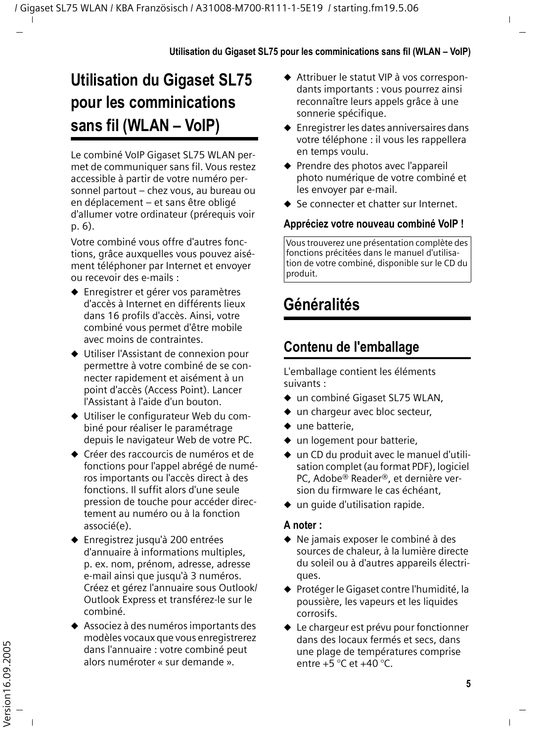# Utilisation du Gigaset SL75 pour les comminications sans fil (WLAN – VoIP)

Le combiné VoIP Gigaset SL75 WLAN permet de communiquer sans fil. Vous restez accessible à partir de votre numéro personnel partout – chez vous, au bureau ou en déplacement – et sans être obligé d'allumer votre ordinateur (prérequis voir p. 6).

Votre combiné vous offre d'autres fonctions, grâce auxquelles vous pouvez aisément téléphoner par Internet et envoyer ou recevoir des e-mails :

- Enregistrer et gérer vos paramètres d'accès à Internet en différents lieux dans 16 profils d'accès. Ainsi, votre combiné vous permet d'être mobile avec moins de contraintes.
- Utiliser l'Assistant de connexion pour permettre à votre combiné de se connecter rapidement et aisément à un point d'accès (Access Point). Lancer l'Assistant à l'aide d'un bouton.
- Utiliser le configurateur Web du combiné pour réaliser le paramétrage depuis le navigateur Web de votre PC.
- Créer des raccourcis de numéros et de fonctions pour l'appel abrégé de numéros importants ou l'accès direct à des fonctions. Il suffit alors d'une seule pression de touche pour accéder directement au numéro ou à la fonction associé(e).
- Enregistrez jusqu'à 200 entrées d'annuaire à informations multiples, p. ex. nom, prénom, adresse, adresse e-mail ainsi que jusqu'à 3 numéros. Créez et gérez l'annuaire sous Outlook/ Outlook Express et transférez-le sur le combiné.
- Associez à des numéros importants des modèles vocaux que vous enregistrerez dans l'annuaire : votre combiné peut alors numéroter « sur demande ».
- Attribuer le statut VIP à vos correspondants importants : vous pourrez ainsi reconnaître leurs appels grâce à une sonnerie spécifique.
- Enregistrer les dates anniversaires dans votre téléphone : il vous les rappellera en temps voulu.
- Prendre des photos avec l'appareil photo numérique de votre combiné et les envoyer par e-mail.
- Se connecter et chatter sur Internet.

**Appréciez votre nouveau combiné VoIP !**

Vous trouverez une présentation complète des fonctions précitées dans le manuel d'utilisation de votre combiné, disponible sur le CD du produit.

# Généralités

## Contenu de l'emballage

L'emballage contient les éléments suivants :

- un combiné Gigaset SL75 WLAN,
- un chargeur avec bloc secteur,
- une batterie,
- un logement pour batterie,
- un CD du produit avec le manuel d'utilisation complet (au format PDF), logiciel PC, Adobe® Reader®, et dernière version du firmware le cas échéant,
- un guide d'utilisation rapide.

**A noter :**

- Ne jamais exposer le combiné à des sources de chaleur, à la lumière directe du soleil ou à d'autres appareils électriques.
- Protéger le Gigaset contre l'humidité, la poussière, les vapeurs et les liquides corrosifs.
- Le chargeur est prévu pour fonctionner dans des locaux fermés et secs, dans une plage de températures comprise entre +5 °C et +40 °C.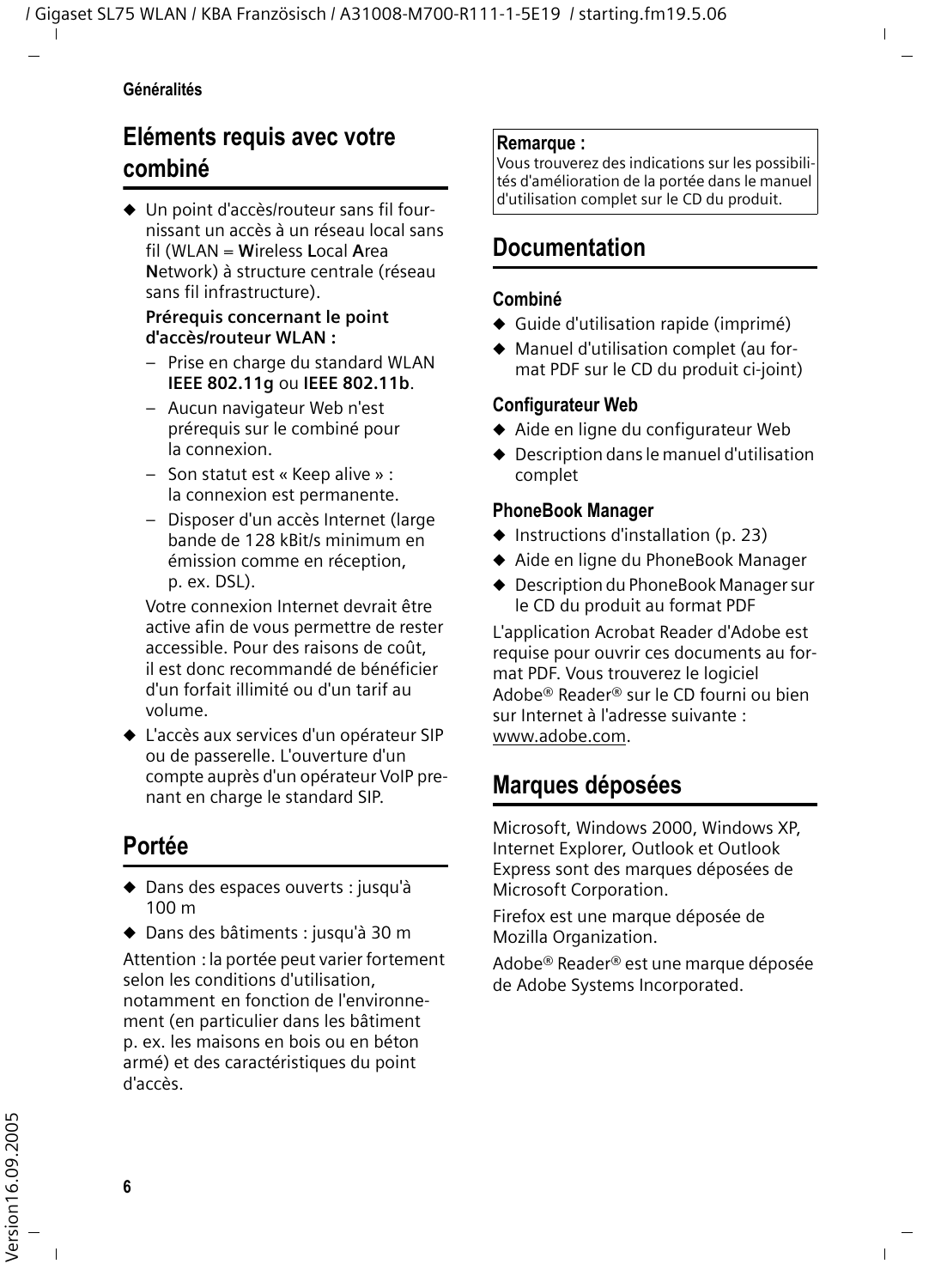## Eléments requis avec votre combiné

- Un point d'accès/routeur sans fil fournissant un accès à un réseau local sans fil (WLAN = **W**ireless **L**ocal **A**rea **N**etwork) à structure centrale (réseau sans fil infrastructure).

  **Prérequis concernant le point d'accès/routeur WLAN :**

  – Prise en charge du standard WLAN **IEEE 802.11g** ou **IEEE 802.11b**.
  – Aucun navigateur Web n'est prérequis sur le combiné pour la connexion.
  – Son statut est « Keep alive » : la connexion est permanente.
  – Disposer d'un accès Internet (large bande de 128 kBit/s minimum en émission comme en réception, p. ex. DSL).

  Votre connexion Internet devrait être active afin de vous permettre de rester accessible. Pour des raisons de coût, il est donc recommandé de bénéficier d'un forfait illimité ou d'un tarif au volume.

- L'accès aux services d'un opérateur SIP ou de passerelle. L'ouverture d'un compte auprès d'un opérateur VoIP prenant en charge le standard SIP.

## Portée

- Dans des espaces ouverts : jusqu'à 100 m
- Dans des bâtiments : jusqu'à 30 m

Attention : la portée peut varier fortement selon les conditions d'utilisation, notamment en fonction de l'environnement (en particulier dans les bâtiment p. ex. les maisons en bois ou en béton armé) et des caractéristiques du point d'accès.

**Remarque :**
Vous trouverez des indications sur les possibilités d'amélioration de la portée dans le manuel d'utilisation complet sur le CD du produit.

## Documentation

### Combiné

- Guide d'utilisation rapide (imprimé)
- Manuel d'utilisation complet (au format PDF sur le CD du produit ci-joint)

### Configurateur Web

- Aide en ligne du configurateur Web
- Description dans le manuel d'utilisation complet

### PhoneBook Manager

- Instructions d'installation (p. 23)
- Aide en ligne du PhoneBook Manager
- Description du PhoneBook Manager sur le CD du produit au format PDF

L'application Acrobat Reader d'Adobe est requise pour ouvrir ces documents au format PDF. Vous trouverez le logiciel Adobe® Reader® sur le CD fourni ou bien sur Internet à l'adresse suivante : www.adobe.com.

## Marques déposées

Microsoft, Windows 2000, Windows XP, Internet Explorer, Outlook et Outlook Express sont des marques déposées de Microsoft Corporation.

Firefox est une marque déposée de Mozilla Organization.

Adobe® Reader® est une marque déposée de Adobe Systems Incorporated.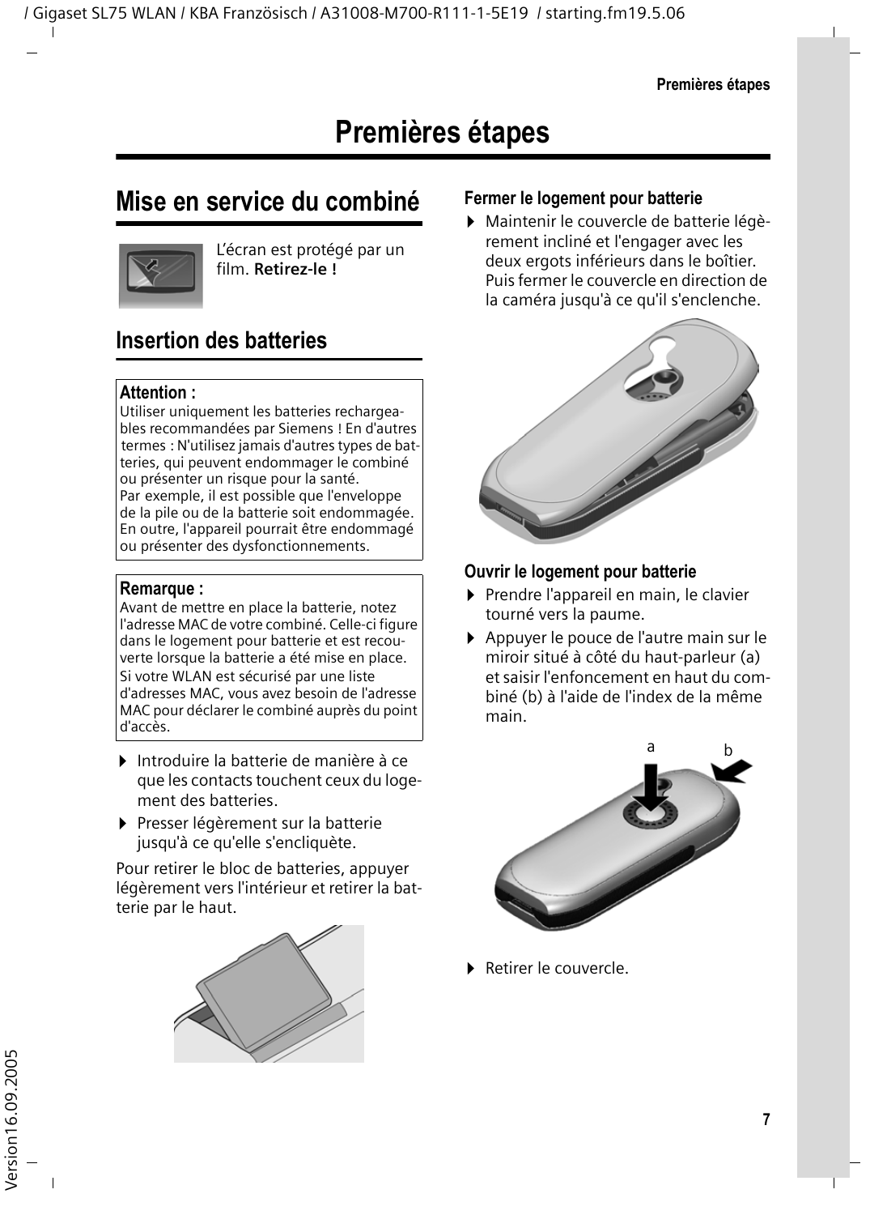# Premières étapes

## Mise en service du combiné

L'écran est protégé par un film. **Retirez-le !**

## Insertion des batteries

**Attention :**
Utiliser uniquement les batteries rechargeables recommandées par Siemens ! En d'autres termes : N'utilisez jamais d'autres types de batteries, qui peuvent endommager le combiné ou présenter un risque pour la santé.
Par exemple, il est possible que l'enveloppe de la pile ou de la batterie soit endommagée. En outre, l'appareil pourrait être endommagé ou présenter des dysfonctionnements.

**Remarque :**
Avant de mettre en place la batterie, notez l'adresse MAC de votre combiné. Celle-ci figure dans le logement pour batterie et est recouverte lorsque la batterie a été mise en place.
Si votre WLAN est sécurisé par une liste d'adresses MAC, vous avez besoin de l'adresse MAC pour déclarer le combiné auprès du point d'accès.

- Introduire la batterie de manière à ce que les contacts touchent ceux du logement des batteries.
- Presser légèrement sur la batterie jusqu'à ce qu'elle s'encliquète.

Pour retirer le bloc de batteries, appuyer légèrement vers l'intérieur et retirer la batterie par le haut.

### Fermer le logement pour batterie

- Maintenir le couvercle de batterie légèrement incliné et l'engager avec les deux ergots inférieurs dans le boîtier. Puis fermer le couvercle en direction de la caméra jusqu'à ce qu'il s'enclenche.

### Ouvrir le logement pour batterie

- Prendre l'appareil en main, le clavier tourné vers la paume.
- Appuyer le pouce de l'autre main sur le miroir situé à côté du haut-parleur (a) et saisir l'enfoncement en haut du combiné (b) à l'aide de l'index de la même main.

a b

- Retirer le couvercle.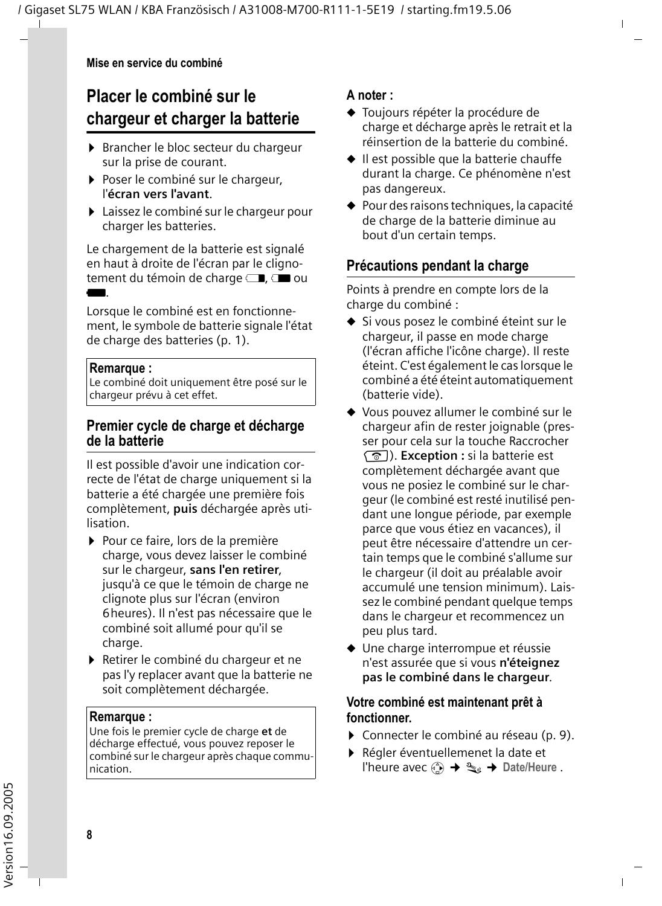## Placer le combiné sur le chargeur et charger la batterie

- Brancher le bloc secteur du chargeur sur la prise de courant.
- Poser le combiné sur le chargeur, l'**écran vers l'avant**.
- Laissez le combiné sur le chargeur pour charger les batteries.

Le chargement de la batterie est signalé en haut à droite de l'écran par le clignotement du témoin de charge ▭, ▭ ou ▬.

Lorsque le combiné est en fonctionnement, le symbole de batterie signale l'état de charge des batteries (p. 1).

**Remarque :**
Le combiné doit uniquement être posé sur le chargeur prévu à cet effet.

### Premier cycle de charge et décharge de la batterie

Il est possible d'avoir une indication correcte de l'état de charge uniquement si la batterie a été chargée une première fois complètement, **puis** déchargée après utilisation.

- Pour ce faire, lors de la première charge, vous devez laisser le combiné sur le chargeur, **sans l'en retirer**, jusqu'à ce que le témoin de charge ne clignote plus sur l'écran (environ 6 heures). Il n'est pas nécessaire que le combiné soit allumé pour qu'il se charge.
- Retirer le combiné du chargeur et ne pas l'y replacer avant que la batterie ne soit complètement déchargée.

**Remarque :**
Une fois le premier cycle de charge **et** de décharge effectué, vous pouvez reposer le combiné sur le chargeur après chaque communication.

**A noter :**

- Toujours répéter la procédure de charge et décharge après le retrait et la réinsertion de la batterie du combiné.
- Il est possible que la batterie chauffe durant la charge. Ce phénomène n'est pas dangereux.
- Pour des raisons techniques, la capacité de charge de la batterie diminue au bout d'un certain temps.

### Précautions pendant la charge

Points à prendre en compte lors de la charge du combiné :

- Si vous posez le combiné éteint sur le chargeur, il passe en mode charge (l'écran affiche l'icône charge). Il reste éteint. C'est également le cas lorsque le combiné a été éteint automatiquement (batterie vide).
- Vous pouvez allumer le combiné sur le chargeur afin de rester joignable (presser pour cela sur la touche Raccrocher ⓐ). **Exception :** si la batterie est complètement déchargée avant que vous ne posiez le combiné sur le chargeur (le combiné est resté inutilisé pendant une longue période, par exemple parce que vous étiez en vacances), il peut être nécessaire d'attendre un certain temps que le combiné s'allume sur le chargeur (il doit au préalable avoir accumulé une tension minimum). Laissez le combiné pendant quelque temps dans le chargeur et recommencez un peu plus tard.
- Une charge interrompue et réussie n'est assurée que si vous **n'éteignez pas le combiné dans le chargeur**.

**Votre combiné est maintenant prêt à fonctionner.**

- Connecter le combiné au réseau (p. 9).
- Régler éventuellemenet la date et l'heure avec ⓘ → ⚙ → **Date/Heure** .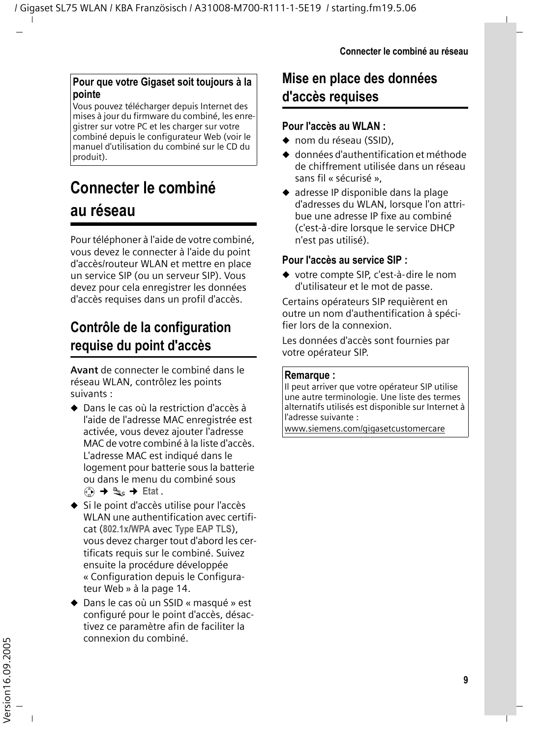**Pour que votre Gigaset soit toujours à la pointe**

Vous pouvez télécharger depuis Internet des mises à jour du firmware du combiné, les enregistrer sur votre PC et les charger sur votre combiné depuis le configurateur Web (voir le manuel d'utilisation du combiné sur le CD du produit).

# Connecter le combiné au réseau

Pour téléphoner à l'aide de votre combiné, vous devez le connecter à l'aide du point d'accès/routeur WLAN et mettre en place un service SIP (ou un serveur SIP). Vous devez pour cela enregistrer les données d'accès requises dans un profil d'accès.

## Contrôle de la configuration requise du point d'accès

**Avant** de connecter le combiné dans le réseau WLAN, contrôlez les points suivants :

- Dans le cas où la restriction d'accès à l'aide de l'adresse MAC enregistrée est activée, vous devez ajouter l'adresse MAC de votre combiné à la liste d'accès. L'adresse MAC est indiqué dans le logement pour batterie sous la batterie ou dans le menu du combiné sous ➜ ➜ **Etat** .
- Si le point d'accès utilise pour l'accès WLAN une authentification avec certificat (**802.1x/WPA** avec **Type EAP TLS**), vous devez charger tout d'abord les certificats requis sur le combiné. Suivez ensuite la procédure développée « Configuration depuis le Configurateur Web » à la page 14.
- Dans le cas où un SSID « masqué » est configuré pour le point d'accès, désactivez ce paramètre afin de faciliter la connexion du combiné.

## Mise en place des données d'accès requises

**Pour l'accès au WLAN :**

- nom du réseau (SSID),
- données d'authentification et méthode de chiffrement utilisée dans un réseau sans fil « sécurisé »,
- adresse IP disponible dans la plage d'adresses du WLAN, lorsque l'on attribue une adresse IP fixe au combiné (c'est-à-dire lorsque le service DHCP n'est pas utilisé).

**Pour l'accès au service SIP :**

- votre compte SIP, c'est-à-dire le nom d'utilisateur et le mot de passe.

Certains opérateurs SIP requièrent en outre un nom d'authentification à spécifier lors de la connexion.

Les données d'accès sont fournies par votre opérateur SIP.

**Remarque :**

Il peut arriver que votre opérateur SIP utilise une autre terminologie. Une liste des termes alternatifs utilisés est disponible sur Internet à l'adresse suivante :

www.siemens.com/gigasetcustomercare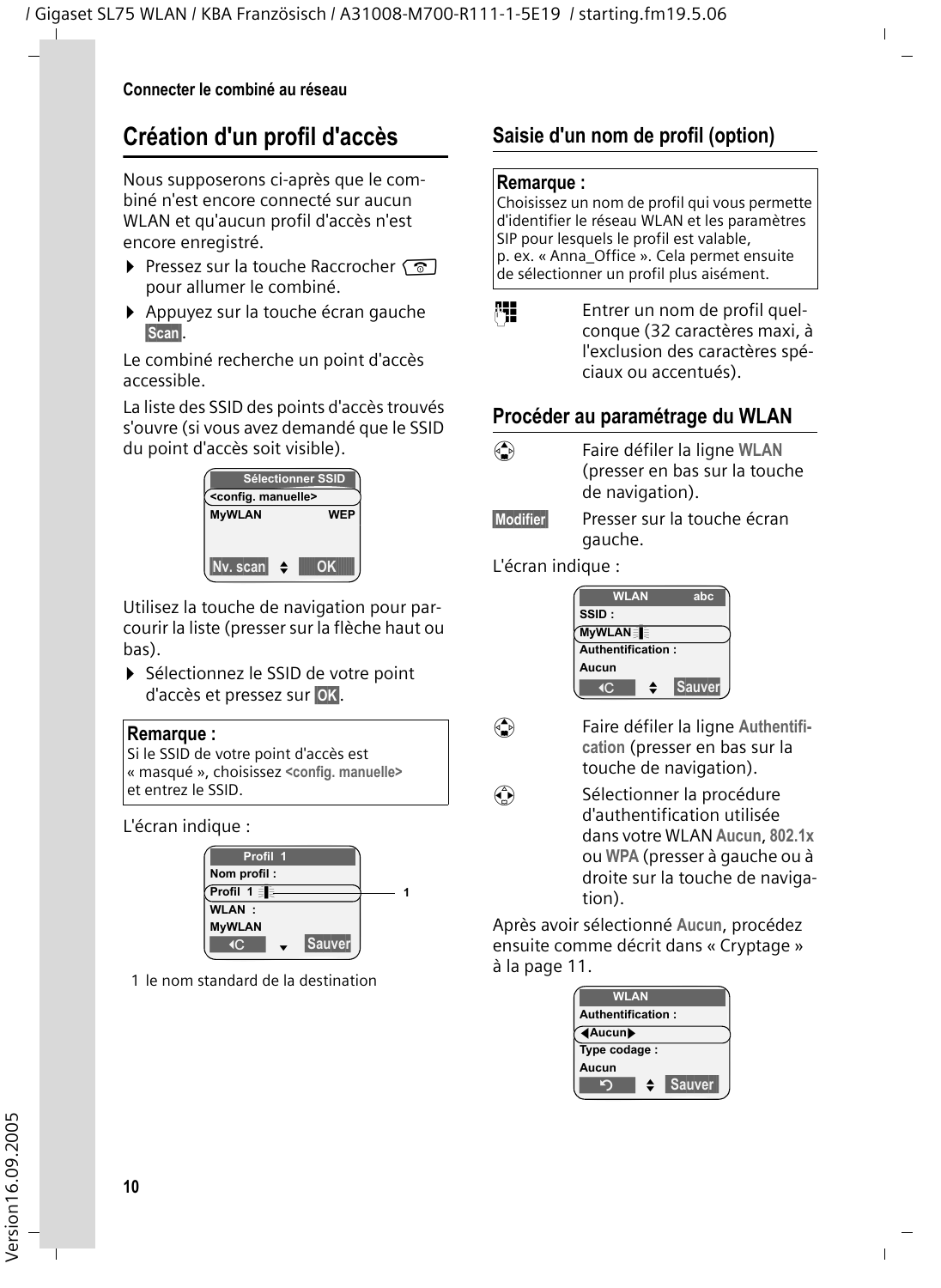## Création d'un profil d'accès

Nous supposerons ci-après que le combiné n'est encore connecté sur aucun WLAN et qu'aucun profil d'accès n'est encore enregistré.

- Pressez sur la touche Raccrocher pour allumer le combiné.
- Appuyez sur la touche écran gauche **Scan**.

Le combiné recherche un point d'accès accessible.

La liste des SSID des points d'accès trouvés s'ouvre (si vous avez demandé que le SSID du point d'accès soit visible).

```
Sélectionner SSID
<config. manuelle>
MyWLAN          WEP
Nv. scan        OK
```

Utilisez la touche de navigation pour parcourir la liste (presser sur la flèche haut ou bas).

- Sélectionnez le SSID de votre point d'accès et pressez sur **OK**.

> **Remarque :**
> Si le SSID de votre point d'accès est « masqué », choisissez **<config. manuelle>** et entrez le SSID.

L'écran indique :

```
Profil 1
Nom profil :
Profil 1        — 1
WLAN :
MyWLAN
◄C              Sauver
```

1 le nom standard de la destination

### Saisie d'un nom de profil (option)

> **Remarque :**
> Choisissez un nom de profil qui vous permette d'identifier le réseau WLAN et les paramètres SIP pour lesquels le profil est valable, p. ex. « Anna_Office ». Cela permet ensuite de sélectionner un profil plus aisément.

Entrer un nom de profil quelconque (32 caractères maxi, à l'exclusion des caractères spéciaux ou accentués).

### Procéder au paramétrage du WLAN

Faire défiler la ligne **WLAN** (presser en bas sur la touche de navigation).

**Modifier** Presser sur la touche écran gauche.

L'écran indique :

```
WLAN            abc
SSID :
MyWLAN
Authentification :
Aucun
◄C              Sauver
```

Faire défiler la ligne **Authentification** (presser en bas sur la touche de navigation).

Sélectionner la procédure d'authentification utilisée dans votre WLAN **Aucun**, **802.1x** ou **WPA** (presser à gauche ou à droite sur la touche de navigation).

Après avoir sélectionné **Aucun**, procédez ensuite comme décrit dans « Cryptage » à la page 11.

```
WLAN
Authentification :
◄Aucun►
Type codage :
Aucun
↺               Sauver
```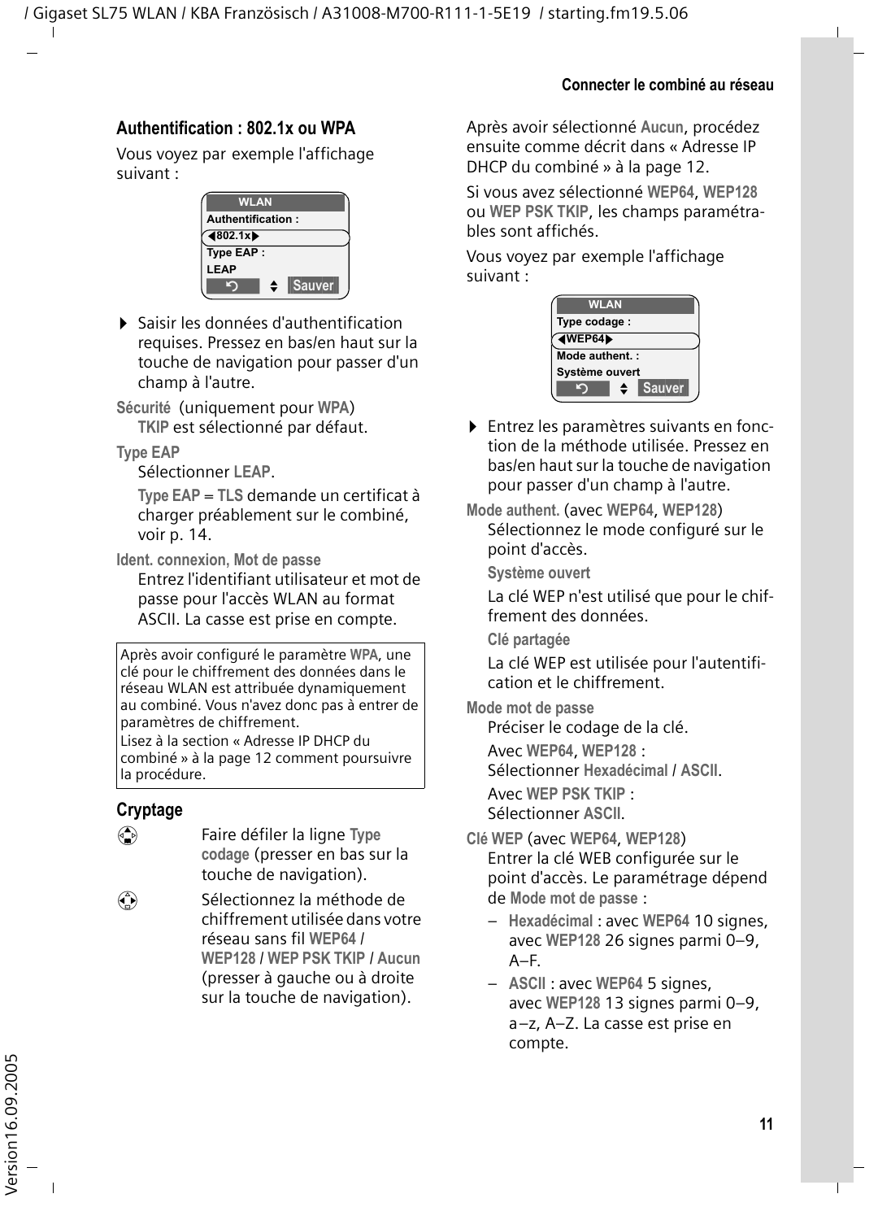### Authentification : 802.1x ou WPA

Vous voyez par exemple l'affichage suivant :

```
WLAN
Authentification :
◄802.1x►
Type EAP :
LEAP
↺   ⇕   Sauver
```

▶ Saisir les données d'authentification requises. Pressez en bas/en haut sur la touche de navigation pour passer d'un champ à l'autre.

**Sécurité** (uniquement pour **WPA**)
**TKIP** est sélectionné par défaut.

**Type EAP**
Sélectionner **LEAP**.

**Type EAP** = **TLS** demande un certificat à charger préablement sur le combiné, voir p. 14.

**Ident. connexion, Mot de passe**
Entrez l'identifiant utilisateur et mot de passe pour l'accès WLAN au format ASCII. La casse est prise en compte.

> Après avoir configuré le paramètre **WPA**, une clé pour le chiffrement des données dans le réseau WLAN est attribuée dynamiquement au combiné. Vous n'avez donc pas à entrer de paramètres de chiffrement.
> Lisez à la section « Adresse IP DHCP du combiné » à la page 12 comment poursuivre la procédure.

### Cryptage

| | |
|---|---|
| (touche de navigation) | Faire défiler la ligne **Type codage** (presser en bas sur la touche de navigation). |
| (touche de navigation) | Sélectionnez la méthode de chiffrement utilisée dans votre réseau sans fil **WEP64 / WEP128 / WEP PSK TKIP / Aucun** (presser à gauche ou à droite sur la touche de navigation). |

Après avoir sélectionné **Aucun**, procédez ensuite comme décrit dans « Adresse IP DHCP du combiné » à la page 12.

Si vous avez sélectionné **WEP64**, **WEP128** ou **WEP PSK TKIP**, les champs paramétrables sont affichés.

Vous voyez par exemple l'affichage suivant :

```
WLAN
Type codage :
◄WEP64►
Mode authent. :
Système ouvert
↺   ⇕   Sauver
```

▶ Entrez les paramètres suivants en fonction de la méthode utilisée. Pressez en bas/en haut sur la touche de navigation pour passer d'un champ à l'autre.

**Mode authent.** (avec **WEP64**, **WEP128**)
Sélectionnez le mode configuré sur le point d'accès.

**Système ouvert**

La clé WEP n'est utilisé que pour le chiffrement des données.

**Clé partagée**

La clé WEP est utilisée pour l'autentification et le chiffrement.

**Mode mot de passe**
Préciser le codage de la clé.

Avec **WEP64**, **WEP128** :
Sélectionner **Hexadécimal / ASCII**.

Avec **WEP PSK TKIP** :
Sélectionner **ASCII**.

**Clé WEP** (avec **WEP64**, **WEP128**)
Entrer la clé WEB configurée sur le point d'accès. Le paramétrage dépend de **Mode mot de passe** :

– **Hexadécimal** : avec **WEP64** 10 signes, avec **WEP128** 26 signes parmi 0–9, A–F.
– **ASCII** : avec **WEP64** 5 signes, avec **WEP128** 13 signes parmi 0–9, a–z, A–Z. La casse est prise en compte.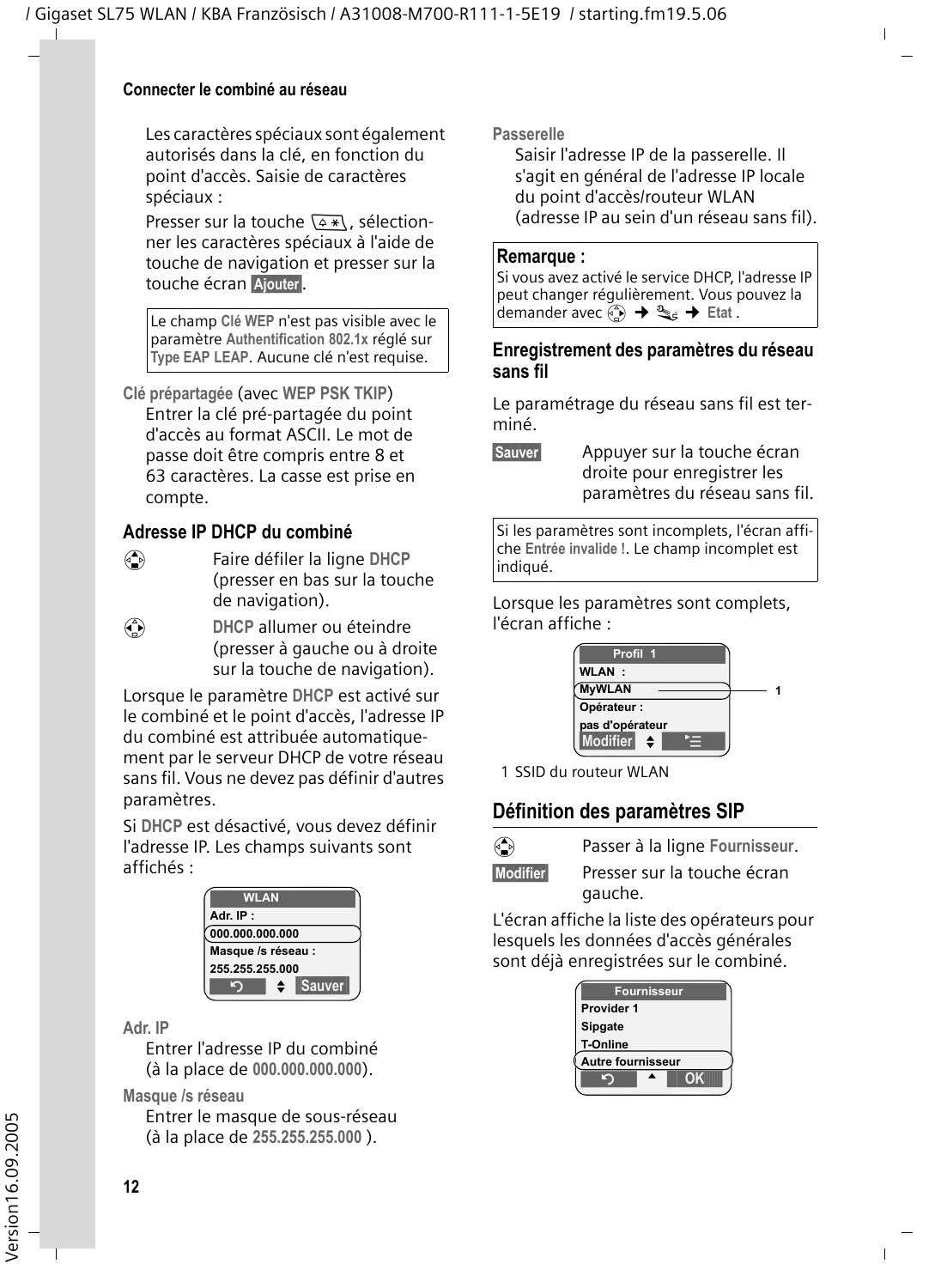Les caractères spéciaux sont également autorisés dans la clé, en fonction du point d'accès. Saisie de caractères spéciaux :

Presser sur la touche ⌂*, sélectionner les caractères spéciaux à l'aide de touche de navigation et presser sur la touche écran **Ajouter**.

> Le champ **Clé WEP** n'est pas visible avec le paramètre **Authentification 802.1x** réglé sur **Type EAP LEAP**. Aucune clé n'est requise.

**Clé prépartagée** (avec **WEP PSK TKIP**)
Entrer la clé pré-partagée du point d'accès au format ASCII. Le mot de passe doit être compris entre 8 et 63 caractères. La casse est prise en compte.

### Adresse IP DHCP du combiné

Faire défiler la ligne **DHCP** (presser en bas sur la touche de navigation).

**DHCP** allumer ou éteindre (presser à gauche ou à droite sur la touche de navigation).

Lorsque le paramètre **DHCP** est activé sur le combiné et le point d'accès, l'adresse IP du combiné est attribuée automatiquement par le serveur DHCP de votre réseau sans fil. Vous ne devez pas définir d'autres paramètres.

Si **DHCP** est désactivé, vous devez définir l'adresse IP. Les champs suivants sont affichés :

```
WLAN
Adr. IP :
000.000.000.000
Masque /s réseau :
255.255.255.000
↶    ♦    Sauver
```

**Adr. IP**
Entrer l'adresse IP du combiné (à la place de **000.000.000.000**).

**Masque /s réseau**
Entrer le masque de sous-réseau (à la place de **255.255.255.000** ).

**Passerelle**
Saisir l'adresse IP de la passerelle. Il s'agit en général de l'adresse IP locale du point d'accès/routeur WLAN (adresse IP au sein d'un réseau sans fil).

> **Remarque :**
> Si vous avez activé le service DHCP, l'adresse IP peut changer régulièrement. Vous pouvez la demander avec ◈ ➔ ⚙ ➔ **Etat** .

### Enregistrement des paramètres du réseau sans fil

Le paramétrage du réseau sans fil est terminé.

**Sauver** Appuyer sur la touche écran droite pour enregistrer les paramètres du réseau sans fil.

> Si les paramètres sont incomplets, l'écran affiche **Entrée invalide !**. Le champ incomplet est indiqué.

Lorsque les paramètres sont complets, l'écran affiche :

```
Profil 1
WLAN :
MyWLAN          — 1
Opérateur :
pas d'opérateur
Modifier  ♦  ☰
```

1 SSID du routeur WLAN

## Définition des paramètres SIP

Passer à la ligne **Fournisseur**.

**Modifier** Presser sur la touche écran gauche.

L'écran affiche la liste des opérateurs pour lesquels les données d'accès générales sont déjà enregistrées sur le combiné.

```
Fournisseur
Provider 1
Sipgate
T-Online
Autre fournisseur
↶    ▲    OK
```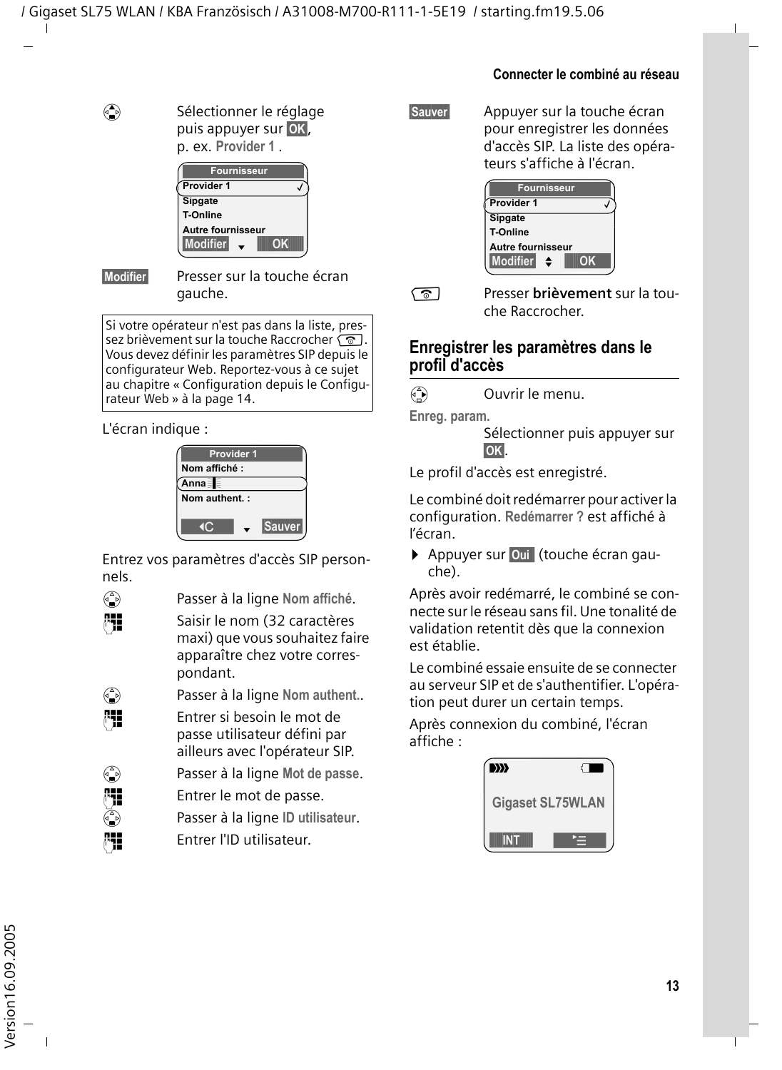Sélectionner le réglage puis appuyer sur **OK**, p. ex. **Provider 1** .

| Fournisseur |
|---|
| Provider 1 ✓ |
| Sipgate |
| T-Online |
| Autre fournisseur |
| Modifier ▾ OK |

**Modifier** Presser sur la touche écran gauche.

> Si votre opérateur n'est pas dans la liste, pressez brièvement sur la touche Raccrocher. Vous devez définir les paramètres SIP depuis le configurateur Web. Reportez-vous à ce sujet au chapitre « Configuration depuis le Configurateur Web » à la page 14.

L'écran indique :

| Provider 1 |
|---|
| Nom affiché : |
| Anna |
| Nom authent. : |
| ◂C ▾ Sauver |

Entrez vos paramètres d'accès SIP personnels.

- Passer à la ligne **Nom affiché**.
- Saisir le nom (32 caractères maxi) que vous souhaitez faire apparaître chez votre correspondant.
- Passer à la ligne **Nom authent.**.
- Entrer si besoin le mot de passe utilisateur défini par ailleurs avec l'opérateur SIP.
- Passer à la ligne **Mot de passe**.
- Entrer le mot de passe.
- Passer à la ligne **ID utilisateur**.
- Entrer l'ID utilisateur.

**Sauver** Appuyer sur la touche écran pour enregistrer les données d'accès SIP. La liste des opérateurs s'affiche à l'écran.

| Fournisseur |
|---|
| Provider 1 ✓ |
| Sipgate |
| T-Online |
| Autre fournisseur |
| Modifier ⬍ OK |

Presser **brièvement** sur la touche Raccrocher.

## Enregistrer les paramètres dans le profil d'accès

Ouvrir le menu.

**Enreg. param.**
Sélectionner puis appuyer sur **OK**.

Le profil d'accès est enregistré.

Le combiné doit redémarrer pour activer la configuration. **Redémarrer ?** est affiché à l'écran.

- Appuyer sur **Oui** (touche écran gauche).

Après avoir redémarré, le combiné se connecte sur le réseau sans fil. Une tonalité de validation retentit dès que la connexion est établie.

Le combiné essaie ensuite de se connecter au serveur SIP et de s'authentifier. L'opération peut durer un certain temps.

Après connexion du combiné, l'écran affiche :

| Gigaset SL75WLAN |
|---|
| INT |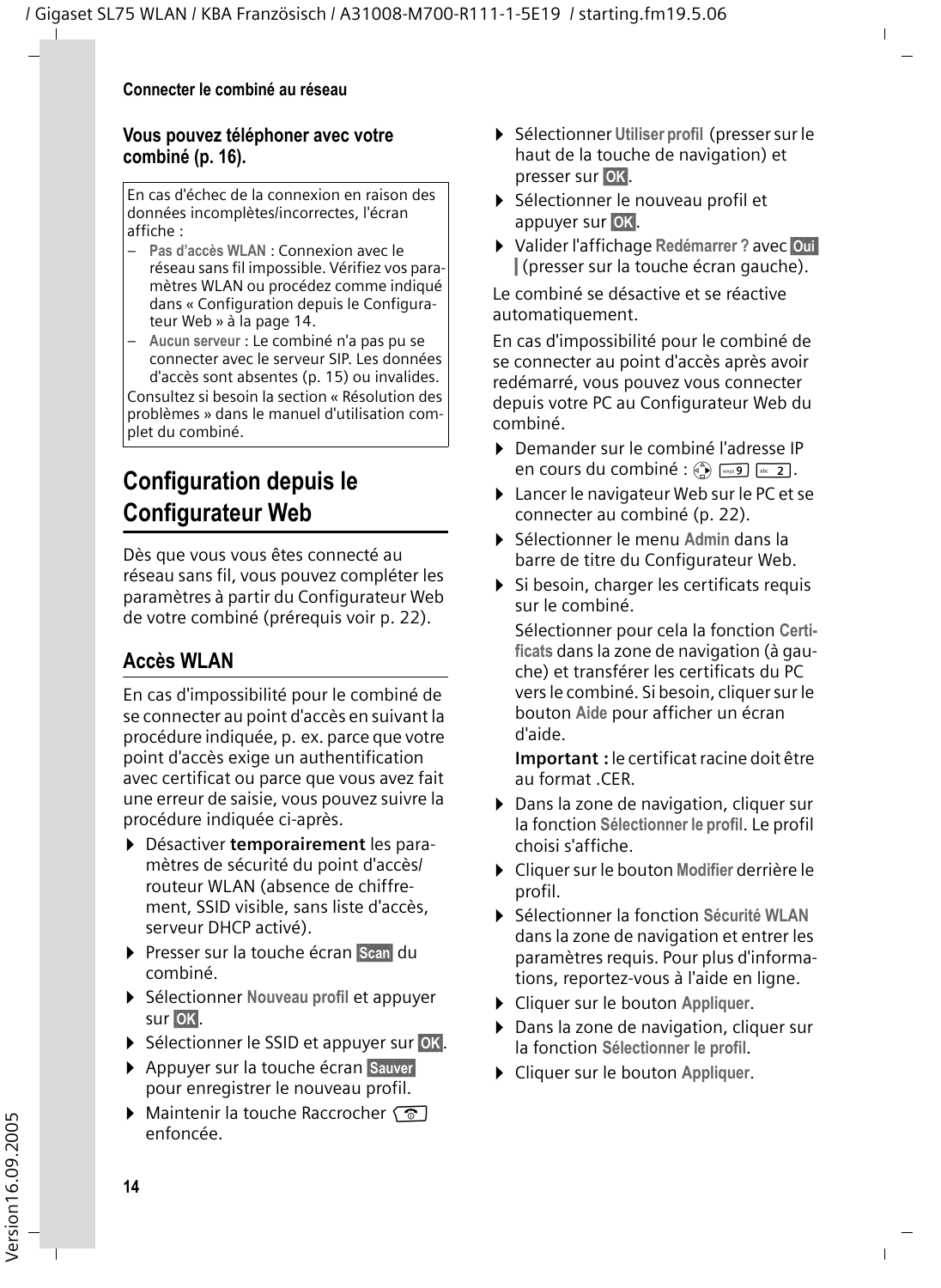**Vous pouvez téléphoner avec votre combiné (p. 16).**

> En cas d'échec de la connexion en raison des données incomplètes/incorrectes, l'écran affiche :
>
> – **Pas d'accès WLAN** : Connexion avec le réseau sans fil impossible. Vérifiez vos paramètres WLAN ou procédez comme indiqué dans « Configuration depuis le Configurateur Web » à la page 14.
>
> – **Aucun serveur** : Le combiné n'a pas pu se connecter avec le serveur SIP. Les données d'accès sont absentes (p. 15) ou invalides.
>
> Consultez si besoin la section « Résolution des problèmes » dans le manuel d'utilisation complet du combiné.

## Configuration depuis le Configurateur Web

Dès que vous vous êtes connecté au réseau sans fil, vous pouvez compléter les paramètres à partir du Configurateur Web de votre combiné (prérequis voir p. 22).

### Accès WLAN

En cas d'impossibilité pour le combiné de se connecter au point d'accès en suivant la procédure indiquée, p. ex. parce que votre point d'accès exige un authentification avec certificat ou parce que vous avez fait une erreur de saisie, vous pouvez suivre la procédure indiquée ci-après.

- Désactiver **temporairement** les paramètres de sécurité du point d'accès/routeur WLAN (absence de chiffrement, SSID visible, sans liste d'accès, serveur DHCP activé).
- Presser sur la touche écran **Scan** du combiné.
- Sélectionner **Nouveau profil** et appuyer sur **OK**.
- Sélectionner le SSID et appuyer sur **OK**.
- Appuyer sur la touche écran **Sauver** pour enregistrer le nouveau profil.
- Maintenir la touche Raccrocher enfoncée.
- Sélectionner **Utiliser profil** (presser sur le haut de la touche de navigation) et presser sur **OK**.
- Sélectionner le nouveau profil et appuyer sur **OK**.
- Valider l'affichage **Redémarrer ?** avec **Oui** (presser sur la touche écran gauche).

Le combiné se désactive et se réactive automatiquement.

En cas d'impossibilité pour le combiné de se connecter au point d'accès après avoir redémarré, vous pouvez vous connecter depuis votre PC au Configurateur Web du combiné.

- Demander sur le combiné l'adresse IP en cours du combiné : 9 2.
- Lancer le navigateur Web sur le PC et se connecter au combiné (p. 22).
- Sélectionner le menu **Admin** dans la barre de titre du Configurateur Web.
- Si besoin, charger les certificats requis sur le combiné.

  Sélectionner pour cela la fonction **Certificats** dans la zone de navigation (à gauche) et transférer les certificats du PC vers le combiné. Si besoin, cliquer sur le bouton **Aide** pour afficher un écran d'aide.

  **Important :** le certificat racine doit être au format .CER.
- Dans la zone de navigation, cliquer sur la fonction **Sélectionner le profil**. Le profil choisi s'affiche.
- Cliquer sur le bouton **Modifier** derrière le profil.
- Sélectionner la fonction **Sécurité WLAN** dans la zone de navigation et entrer les paramètres requis. Pour plus d'informations, reportez-vous à l'aide en ligne.
- Cliquer sur le bouton **Appliquer**.
- Dans la zone de navigation, cliquer sur la fonction **Sélectionner le profil**.
- Cliquer sur le bouton **Appliquer**.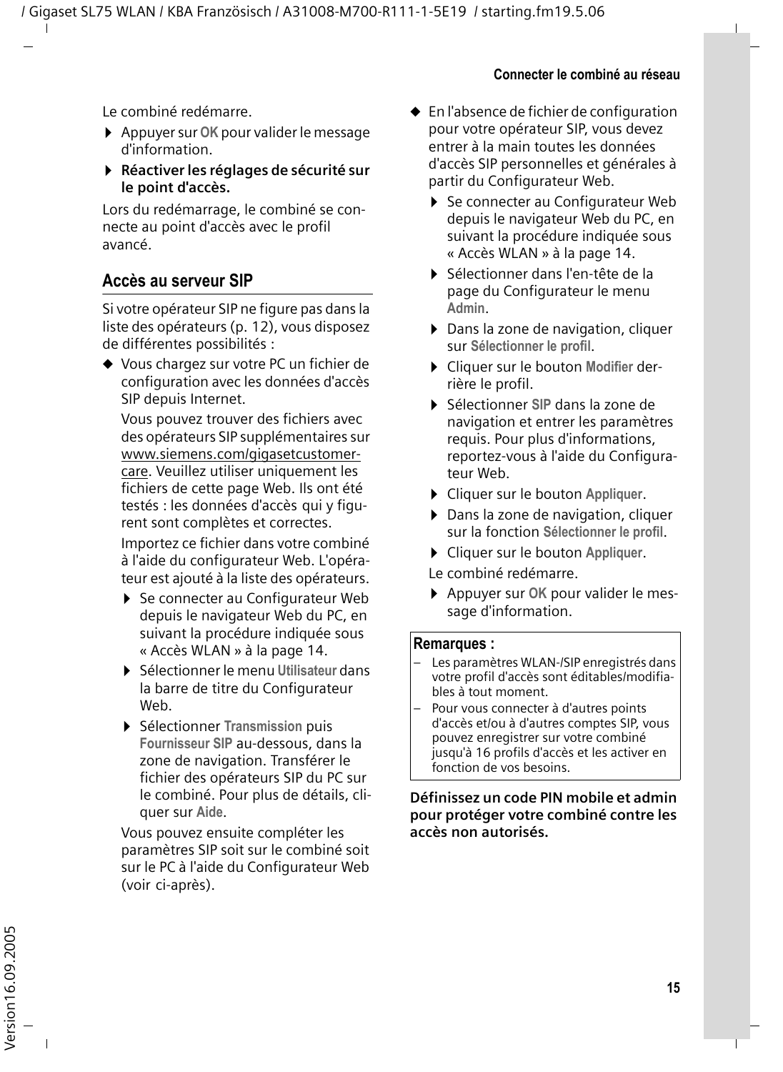Le combiné redémarre.

- Appuyer sur **OK** pour valider le message d'information.
- **Réactiver les réglages de sécurité sur le point d'accès.**

Lors du redémarrage, le combiné se connecte au point d'accès avec le profil avancé.

## Accès au serveur SIP

Si votre opérateur SIP ne figure pas dans la liste des opérateurs (p. 12), vous disposez de différentes possibilités :

- Vous chargez sur votre PC un fichier de configuration avec les données d'accès SIP depuis Internet.

  Vous pouvez trouver des fichiers avec des opérateurs SIP supplémentaires sur www.siemens.com/gigasetcustomercare. Veuillez utiliser uniquement les fichiers de cette page Web. Ils ont été testés : les données d'accès qui y figurent sont complètes et correctes.

  Importez ce fichier dans votre combiné à l'aide du configurateur Web. L'opérateur est ajouté à la liste des opérateurs.

  - Se connecter au Configurateur Web depuis le navigateur Web du PC, en suivant la procédure indiquée sous « Accès WLAN » à la page 14.
  - Sélectionner le menu **Utilisateur** dans la barre de titre du Configurateur Web.
  - Sélectionner **Transmission** puis **Fournisseur SIP** au-dessous, dans la zone de navigation. Transférer le fichier des opérateurs SIP du PC sur le combiné. Pour plus de détails, cliquer sur **Aide**.

  Vous pouvez ensuite compléter les paramètres SIP soit sur le combiné soit sur le PC à l'aide du Configurateur Web (voir ci-après).

- En l'absence de fichier de configuration pour votre opérateur SIP, vous devez entrer à la main toutes les données d'accès SIP personnelles et générales à partir du Configurateur Web.

  - Se connecter au Configurateur Web depuis le navigateur Web du PC, en suivant la procédure indiquée sous « Accès WLAN » à la page 14.
  - Sélectionner dans l'en-tête de la page du Configurateur le menu **Admin**.
  - Dans la zone de navigation, cliquer sur **Sélectionner le profil**.
  - Cliquer sur le bouton **Modifier** derrière le profil.
  - Sélectionner **SIP** dans la zone de navigation et entrer les paramètres requis. Pour plus d'informations, reportez-vous à l'aide du Configurateur Web.
  - Cliquer sur le bouton **Appliquer**.
  - Dans la zone de navigation, cliquer sur la fonction **Sélectionner le profil**.
  - Cliquer sur le bouton **Appliquer**.

  Le combiné redémarre.

  - Appuyer sur **OK** pour valider le message d'information.

**Remarques :**

- Les paramètres WLAN-/SIP enregistrés dans votre profil d'accès sont éditables/modifiables à tout moment.
- Pour vous connecter à d'autres points d'accès et/ou à d'autres comptes SIP, vous pouvez enregistrer sur votre combiné jusqu'à 16 profils d'accès et les activer en fonction de vos besoins.

**Définissez un code PIN mobile et admin pour protéger votre combiné contre les accès non autorisés.**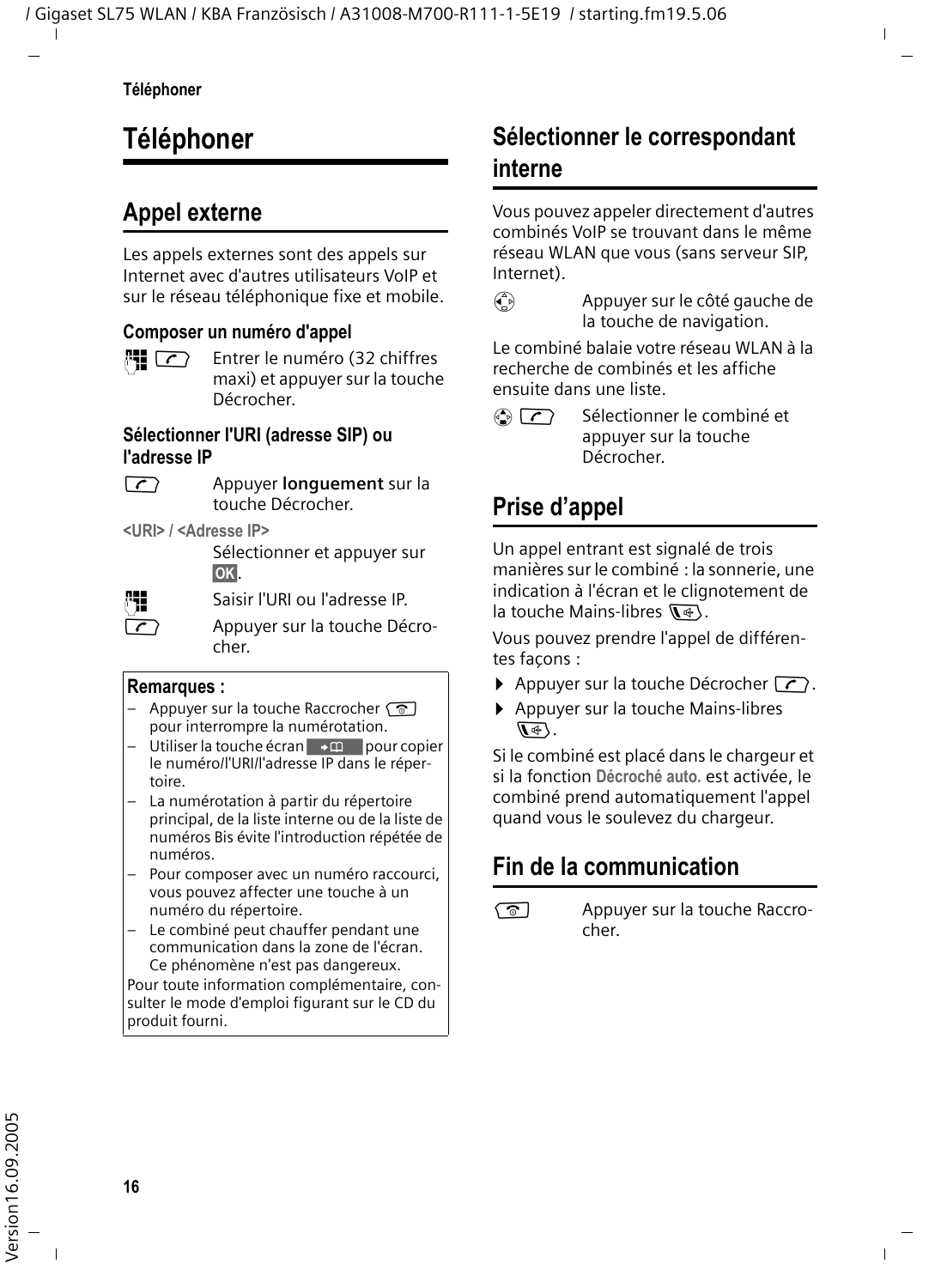# Téléphoner

## Appel externe

Les appels externes sont des appels sur Internet avec d'autres utilisateurs VoIP et sur le réseau téléphonique fixe et mobile.

### Composer un numéro d'appel

Entrer le numéro (32 chiffres maxi) et appuyer sur la touche Décrocher.

### Sélectionner l'URI (adresse SIP) ou l'adresse IP

Appuyer **longuement** sur la touche Décrocher.

**<URI> / <Adresse IP>**
Sélectionner et appuyer sur **OK**.

Saisir l'URI ou l'adresse IP.

Appuyer sur la touche Décrocher.

> **Remarques :**
> – Appuyer sur la touche Raccrocher pour interrompre la numérotation.
> – Utiliser la touche écran pour copier le numéro/l'URI/l'adresse IP dans le répertoire.
> – La numérotation à partir du répertoire principal, de la liste interne ou de la liste de numéros Bis évite l'introduction répétée de numéros.
> – Pour composer avec un numéro raccourci, vous pouvez affecter une touche à un numéro du répertoire.
> – Le combiné peut chauffer pendant une communication dans la zone de l'écran. Ce phénomène n'est pas dangereux.
>
> Pour toute information complémentaire, consulter le mode d'emploi figurant sur le CD du produit fourni.

## Sélectionner le correspondant interne

Vous pouvez appeler directement d'autres combinés VoIP se trouvant dans le même réseau WLAN que vous (sans serveur SIP, Internet).

Appuyer sur le côté gauche de la touche de navigation.

Le combiné balaie votre réseau WLAN à la recherche de combinés et les affiche ensuite dans une liste.

Sélectionner le combiné et appuyer sur la touche Décrocher.

## Prise d'appel

Un appel entrant est signalé de trois manières sur le combiné : la sonnerie, une indication à l'écran et le clignotement de la touche Mains-libres.

Vous pouvez prendre l'appel de différentes façons :

- Appuyer sur la touche Décrocher.
- Appuyer sur la touche Mains-libres.

Si le combiné est placé dans le chargeur et si la fonction **Décroché auto.** est activée, le combiné prend automatiquement l'appel quand vous le soulevez du chargeur.

## Fin de la communication

Appuyer sur la touche Raccrocher.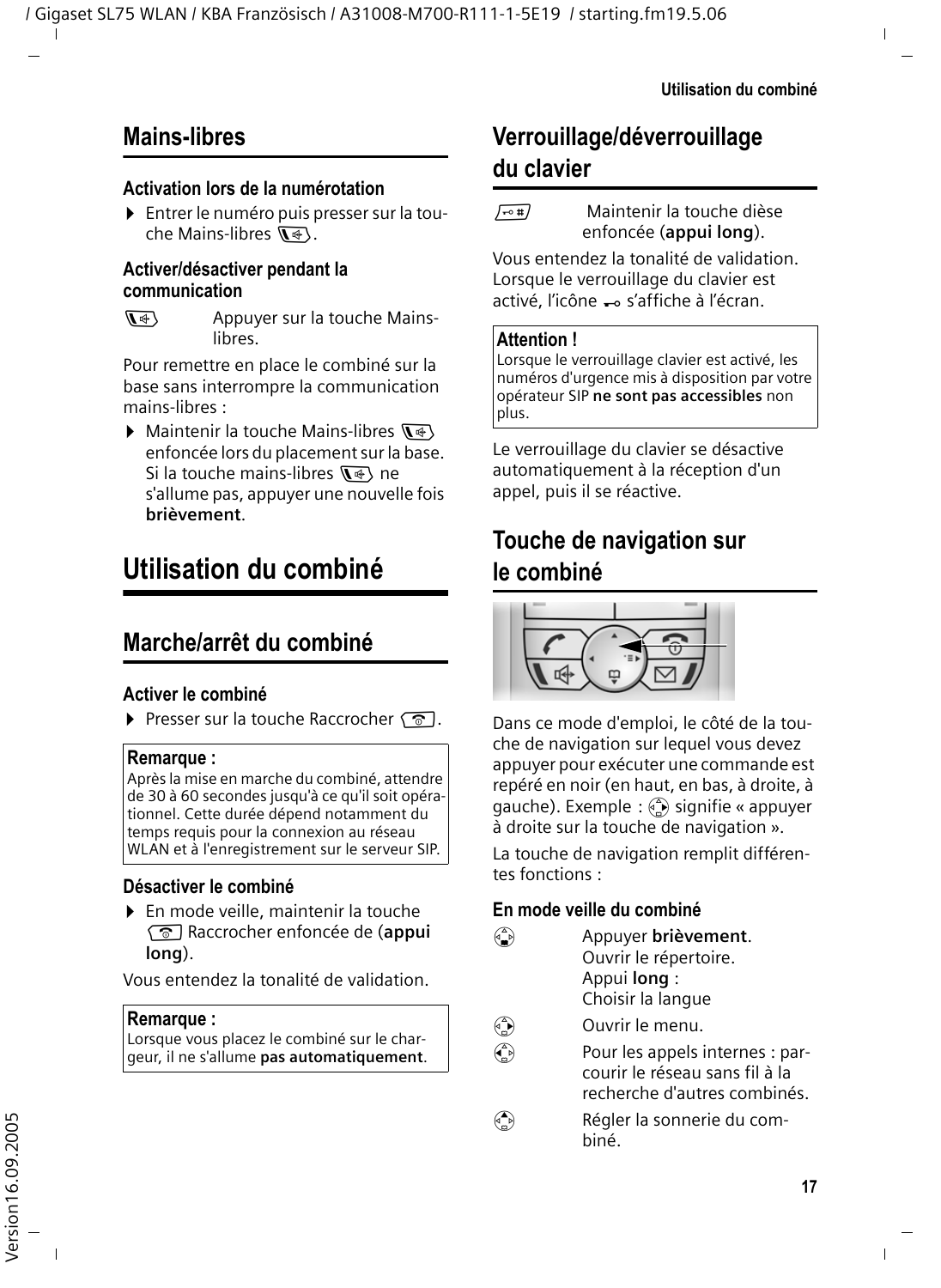## Mains-libres

### Activation lors de la numérotation

▶ Entrer le numéro puis presser sur la touche Mains-libres.

### Activer/désactiver pendant la communication

Appuyer sur la touche Mains-libres.

Pour remettre en place le combiné sur la base sans interrompre la communication mains-libres :

▶ Maintenir la touche Mains-libres enfoncée lors du placement sur la base. Si la touche mains-libres ne s'allume pas, appuyer une nouvelle fois **brièvement**.

# Utilisation du combiné

## Marche/arrêt du combiné

### Activer le combiné

▶ Presser sur la touche Raccrocher.

**Remarque :**
Après la mise en marche du combiné, attendre de 30 à 60 secondes jusqu'à ce qu'il soit opérationnel. Cette durée dépend notamment du temps requis pour la connexion au réseau WLAN et à l'enregistrement sur le serveur SIP.

### Désactiver le combiné

▶ En mode veille, maintenir la touche Raccrocher enfoncée de (**appui long**).

Vous entendez la tonalité de validation.

**Remarque :**
Lorsque vous placez le combiné sur le chargeur, il ne s'allume **pas automatiquement**.

## Verrouillage/déverrouillage du clavier

Maintenir la touche dièse enfoncée (**appui long**).

Vous entendez la tonalité de validation. Lorsque le verrouillage du clavier est activé, l'icône s'affiche à l'écran.

**Attention !**
Lorsque le verrouillage clavier est activé, les numéros d'urgence mis à disposition par votre opérateur SIP **ne sont pas accessibles** non plus.

Le verrouillage du clavier se désactive automatiquement à la réception d'un appel, puis il se réactive.

## Touche de navigation sur le combiné

Dans ce mode d'emploi, le côté de la touche de navigation sur lequel vous devez appuyer pour exécuter une commande est repéré en noir (en haut, en bas, à droite, à gauche). Exemple : signifie « appuyer à droite sur la touche de navigation ».

La touche de navigation remplit différentes fonctions :

### En mode veille du combiné

- (bas) Appuyer **brièvement**. Ouvrir le répertoire. Appui **long** : Choisir la langue
- (droite) Ouvrir le menu.
- (gauche) Pour les appels internes : parcourir le réseau sans fil à la recherche d'autres combinés.
- (haut) Régler la sonnerie du combiné.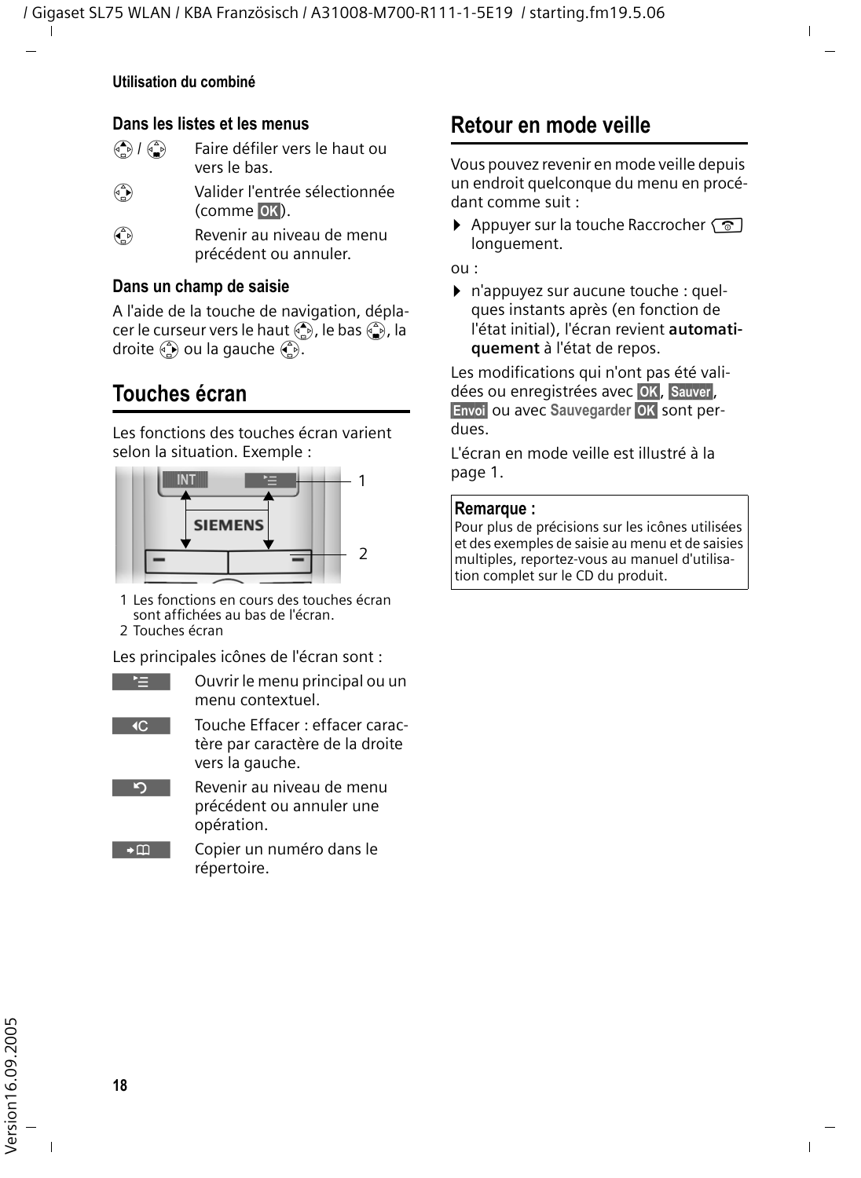## Dans les listes et les menus

| | |
|---|---|
| / | Faire défiler vers le haut ou vers le bas. |
| | Valider l'entrée sélectionnée (comme **OK**). |
| | Revenir au niveau de menu précédent ou annuler. |

## Dans un champ de saisie

A l'aide de la touche de navigation, déplacer le curseur vers le haut , le bas , la droite ou la gauche .

# Touches écran

Les fonctions des touches écran varient selon la situation. Exemple :

1 Les fonctions en cours des touches écran sont affichées au bas de l'écran.
2 Touches écran

Les principales icônes de l'écran sont :

| | |
|---|---|
| | Ouvrir le menu principal ou un menu contextuel. |
| | Touche Effacer : effacer caractère par caractère de la droite vers la gauche. |
| | Revenir au niveau de menu précédent ou annuler une opération. |
| | Copier un numéro dans le répertoire. |

# Retour en mode veille

Vous pouvez revenir en mode veille depuis un endroit quelconque du menu en procédant comme suit :

- Appuyer sur la touche Raccrocher longuement.

ou :

- n'appuyez sur aucune touche : quelques instants après (en fonction de l'état initial), l'écran revient **automatiquement** à l'état de repos.

Les modifications qui n'ont pas été validées ou enregistrées avec **OK**, **Sauver**, **Envoi** ou avec **Sauvegarder** **OK** sont perdues.

L'écran en mode veille est illustré à la page 1.

**Remarque :**
Pour plus de précisions sur les icônes utilisées et des exemples de saisie au menu et de saisies multiples, reportez-vous au manuel d'utilisation complet sur le CD du produit.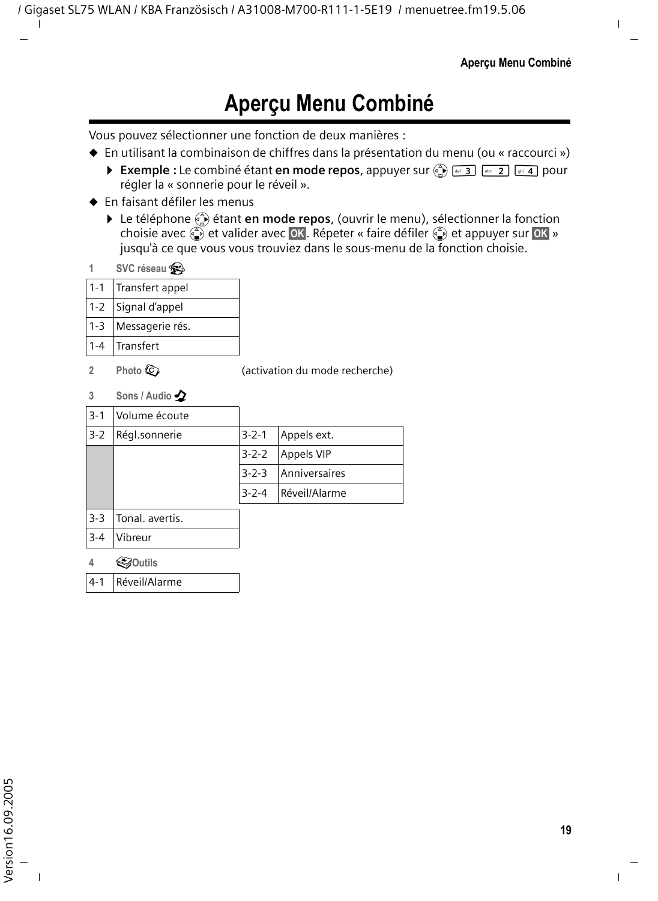# Aperçu Menu Combiné

Vous pouvez sélectionner une fonction de deux manières :

◆ En utilisant la combinaison de chiffres dans la présentation du menu (ou « raccourci »)

▶ **Exemple :** Le combiné étant **en mode repos**, appuyer sur 3 2 4 pour régler la « sonnerie pour le réveil ».

◆ En faisant défiler les menus

▶ Le téléphone étant **en mode repos**, (ouvrir le menu), sélectionner la fonction choisie avec et valider avec **OK**. Répeter « faire défiler et appuyer sur **OK** » jusqu'à ce que vous vous trouviez dans le sous-menu de la fonction choisie.

**1 SVC réseau**

| 1-1 | Transfert appel |
|---|---|
| 1-2 | Signal d'appel |
| 1-3 | Messagerie rés. |
| 1-4 | Transfert |

**2 Photo** (activation du mode recherche)

**3 Sons / Audio**

| 3-1 | Volume écoute | | |
|---|---|---|---|
| 3-2 | Régl.sonnerie | 3-2-1 | Appels ext. |
| | | 3-2-2 | Appels VIP |
| | | 3-2-3 | Anniversaires |
| | | 3-2-4 | Réveil/Alarme |
| 3-3 | Tonal. avertis. | | |
| 3-4 | Vibreur | | |

**4 Outils**

| 4-1 | Réveil/Alarme |
|---|---|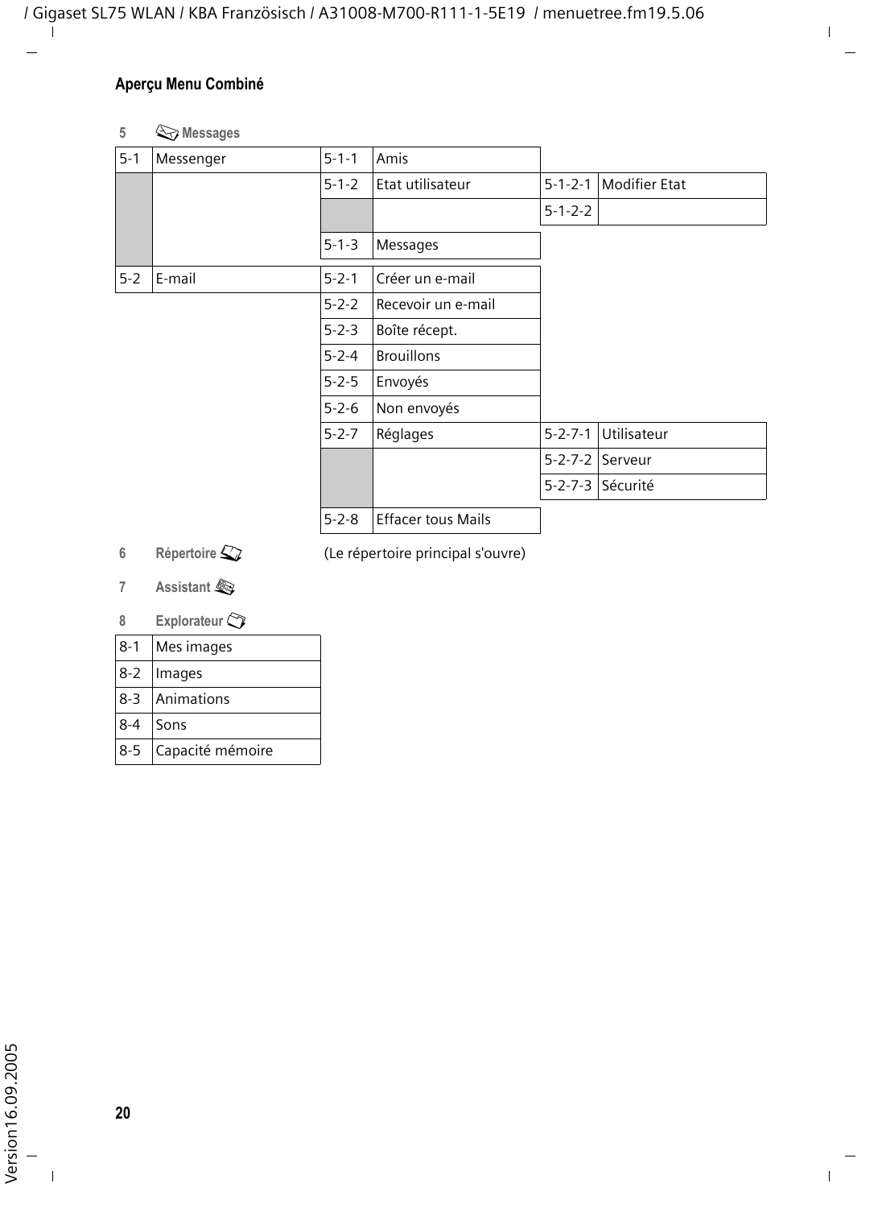## Aperçu Menu Combiné

**5 Messages**

| | | | | | | | |
|---|---|---|---|---|---|---|---|
| 5-1 | Messenger | 5-1-1 | Amis | | |
| | | 5-1-2 | Etat utilisateur | 5-1-2-1 | Modifier Etat |
| | | | | 5-1-2-2 | |
| | | 5-1-3 | Messages | | |
| 5-2 | E-mail | 5-2-1 | Créer un e-mail | | |
| | | 5-2-2 | Recevoir un e-mail | | |
| | | 5-2-3 | Boîte récept. | | |
| | | 5-2-4 | Brouillons | | |
| | | 5-2-5 | Envoyés | | |
| | | 5-2-6 | Non envoyés | | |
| | | 5-2-7 | Réglages | 5-2-7-1 | Utilisateur |
| | | | | 5-2-7-2 | Serveur |
| | | | | 5-2-7-3 | Sécurité |
| | | 5-2-8 | Effacer tous Mails | | |

**6 Répertoire** (Le répertoire principal s'ouvre)

**7 Assistant**

**8 Explorateur**

| | |
|---|---|
| 8-1 | Mes images |
| 8-2 | Images |
| 8-3 | Animations |
| 8-4 | Sons |
| 8-5 | Capacité mémoire |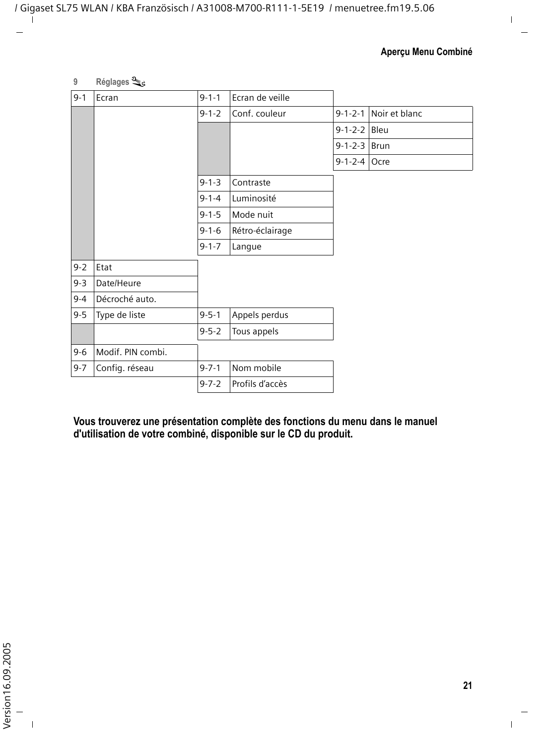**9 Réglages**

| | | | | | |
|---|---|---|---|---|---|
| 9-1 | Ecran | 9-1-1 | Ecran de veille | | |
| | | 9-1-2 | Conf. couleur | 9-1-2-1 | Noir et blanc |
| | | | | 9-1-2-2 | Bleu |
| | | | | 9-1-2-3 | Brun |
| | | | | 9-1-2-4 | Ocre |
| | | 9-1-3 | Contraste | | |
| | | 9-1-4 | Luminosité | | |
| | | 9-1-5 | Mode nuit | | |
| | | 9-1-6 | Rétro-éclairage | | |
| | | 9-1-7 | Langue | | |
| 9-2 | Etat | | | | |
| 9-3 | Date/Heure | | | | |
| 9-4 | Décroché auto. | | | | |
| 9-5 | Type de liste | 9-5-1 | Appels perdus | | |
| | | 9-5-2 | Tous appels | | |
| 9-6 | Modif. PIN combi. | | | | |
| 9-7 | Config. réseau | 9-7-1 | Nom mobile | | |
| | | 9-7-2 | Profils d'accès | | |

**Vous trouverez une présentation complète des fonctions du menu dans le manuel d'utilisation de votre combiné, disponible sur le CD du produit.**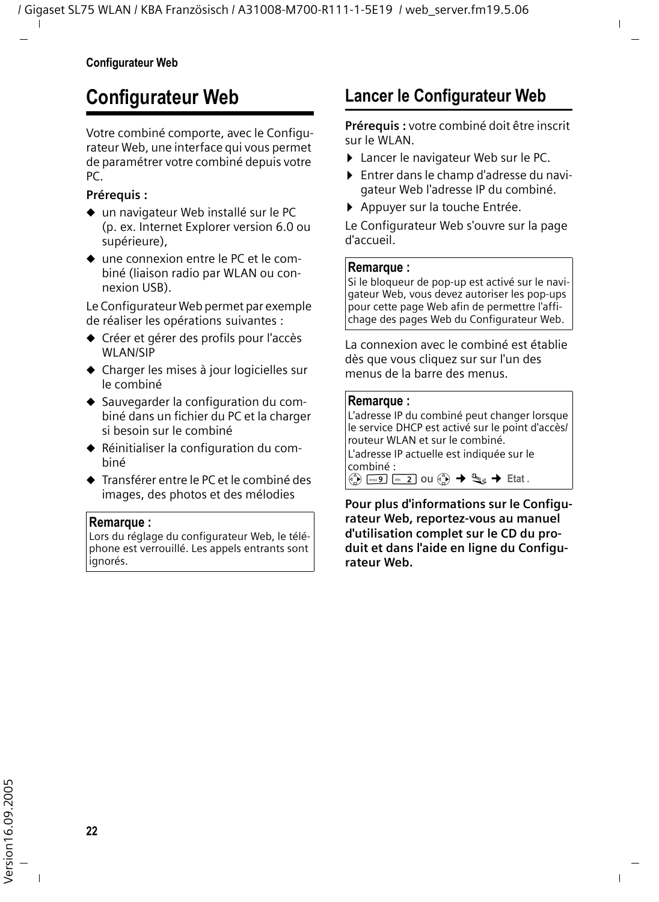# Configurateur Web

Votre combiné comporte, avec le Configurateur Web, une interface qui vous permet de paramétrer votre combiné depuis votre PC.

**Prérequis :**

- un navigateur Web installé sur le PC (p. ex. Internet Explorer version 6.0 ou supérieure),
- une connexion entre le PC et le combiné (liaison radio par WLAN ou connexion USB).

Le Configurateur Web permet par exemple de réaliser les opérations suivantes :

- Créer et gérer des profils pour l'accès WLAN/SIP
- Charger les mises à jour logicielles sur le combiné
- Sauvegarder la configuration du combiné dans un fichier du PC et la charger si besoin sur le combiné
- Réinitialiser la configuration du combiné
- Transférer entre le PC et le combiné des images, des photos et des mélodies

**Remarque :**
Lors du réglage du configurateur Web, le téléphone est verrouillé. Les appels entrants sont ignorés.

## Lancer le Configurateur Web

**Prérequis :** votre combiné doit être inscrit sur le WLAN.

- Lancer le navigateur Web sur le PC.
- Entrer dans le champ d'adresse du navigateur Web l'adresse IP du combiné.
- Appuyer sur la touche Entrée.

Le Configurateur Web s'ouvre sur la page d'accueil.

**Remarque :**
Si le bloqueur de pop-up est activé sur le navigateur Web, vous devez autoriser les pop-ups pour cette page Web afin de permettre l'affichage des pages Web du Configurateur Web.

La connexion avec le combiné est établie dès que vous cliquez sur sur l'un des menus de la barre des menus.

**Remarque :**
L'adresse IP du combiné peut changer lorsque le service DHCP est activé sur le point d'accès/routeur WLAN et sur le combiné.
L'adresse IP actuelle est indiquée sur le combiné :
[Navigation] 9 2 ou [Navigation] → [Réglages] → **Etat** .

**Pour plus d'informations sur le Configurateur Web, reportez-vous au manuel d'utilisation complet sur le CD du produit et dans l'aide en ligne du Configurateur Web.**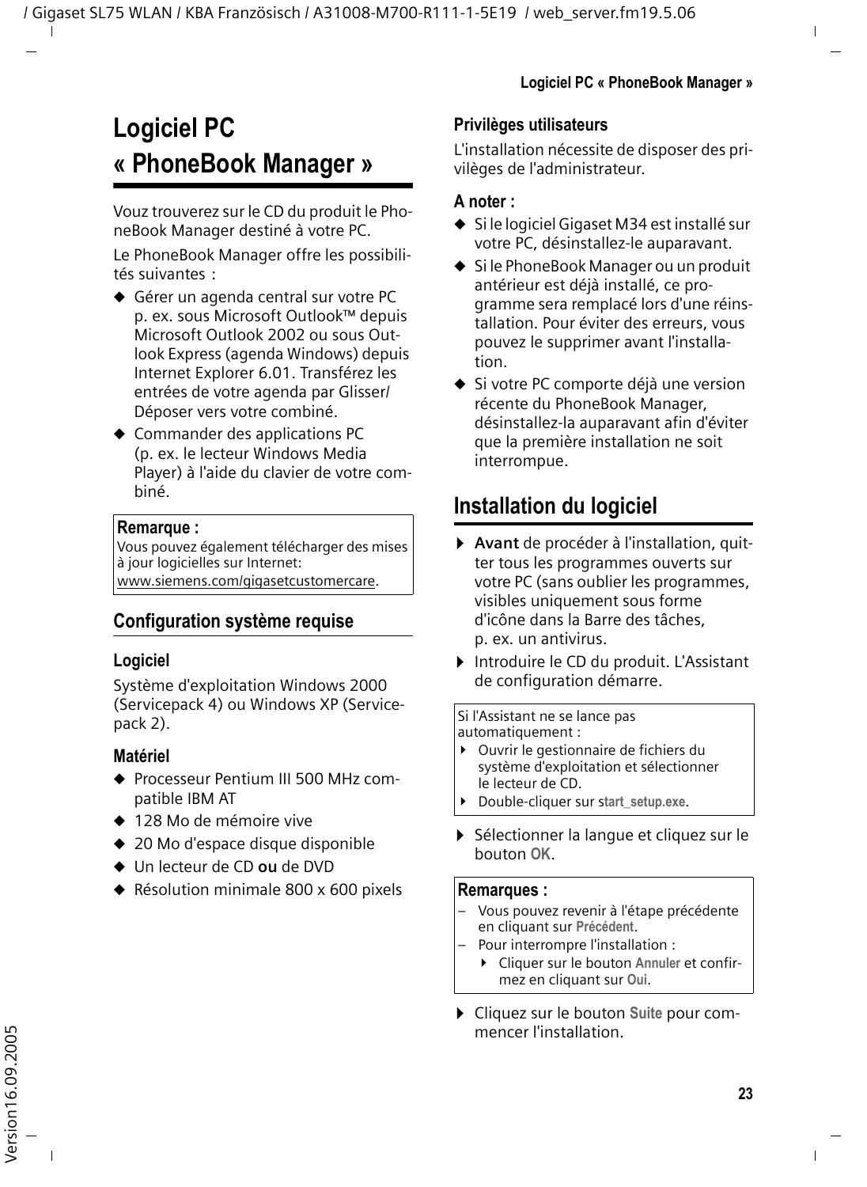// Logiciel PC
# « PhoneBook Manager »

Vouz trouverez sur le CD du produit le PhoneBook Manager destiné à votre PC.

Le PhoneBook Manager offre les possibilités suivantes :

- Gérer un agenda central sur votre PC p. ex. sous Microsoft Outlook™ depuis Microsoft Outlook 2002 ou sous Outlook Express (agenda Windows) depuis Internet Explorer 6.01. Transférez les entrées de votre agenda par Glisser/Déposer vers votre combiné.
- Commander des applications PC (p. ex. le lecteur Windows Media Player) à l'aide du clavier de votre combiné.

**Remarque :**
Vous pouvez également télécharger des mises à jour logicielles sur Internet:
www.siemens.com/gigasetcustomercare.

## Configuration système requise

### Logiciel

Système d'exploitation Windows 2000 (Servicepack 4) ou Windows XP (Servicepack 2).

### Matériel

- Processeur Pentium III 500 MHz compatible IBM AT
- 128 Mo de mémoire vive
- 20 Mo d'espace disque disponible
- Un lecteur de CD **ou** de DVD
- Résolution minimale 800 x 600 pixels

### Privilèges utilisateurs

L'installation nécessite de disposer des privilèges de l'administrateur.

### A noter :

- Si le logiciel Gigaset M34 est installé sur votre PC, désinstallez-le auparavant.
- Si le PhoneBook Manager ou un produit antérieur est déjà installé, ce programme sera remplacé lors d'une réinstallation. Pour éviter des erreurs, vous pouvez le supprimer avant l'installation.
- Si votre PC comporte déjà une version récente du PhoneBook Manager, désinstallez-la auparavant afin d'éviter que la première installation ne soit interrompue.

## Installation du logiciel

- **Avant** de procéder à l'installation, quitter tous les programmes ouverts sur votre PC (sans oublier les programmes, visibles uniquement sous forme d'icône dans la Barre des tâches, p. ex. un antivirus.
- Introduire le CD du produit. L'Assistant de configuration démarre.

Si l'Assistant ne se lance pas automatiquement :
- Ouvrir le gestionnaire de fichiers du système d'exploitation et sélectionner le lecteur de CD.
- Double-cliquer sur **start_setup.exe**.

- Sélectionner la langue et cliquez sur le bouton **OK**.

**Remarques :**
– Vous pouvez revenir à l'étape précédente en cliquant sur **Précédent**.
– Pour interrompre l'installation :
  - Cliquer sur le bouton **Annuler** et confirmez en cliquant sur **Oui**.

- Cliquez sur le bouton **Suite** pour commencer l'installation.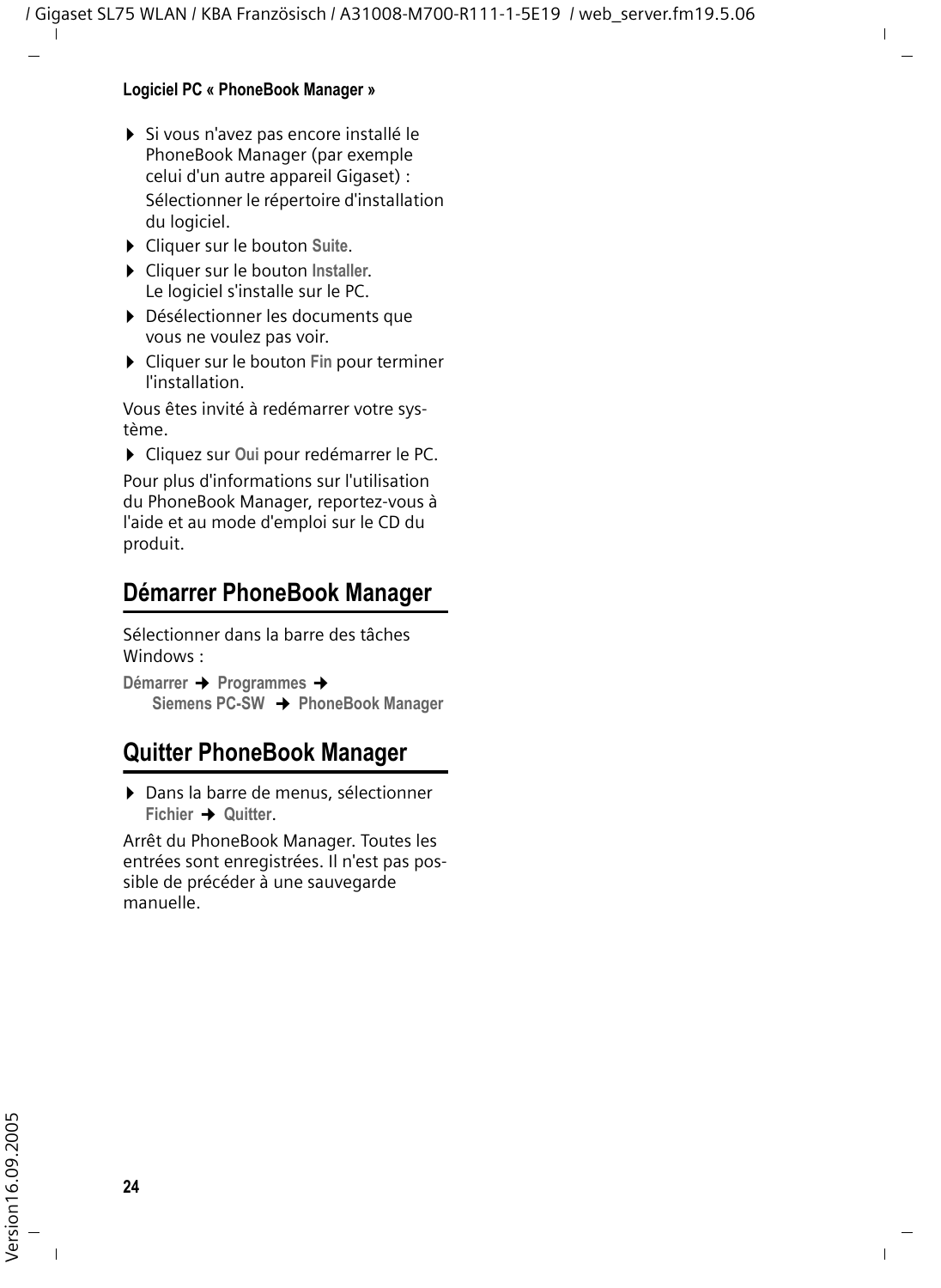- Si vous n'avez pas encore installé le PhoneBook Manager (par exemple celui d'un autre appareil Gigaset) : Sélectionner le répertoire d'installation du logiciel.
- Cliquer sur le bouton **Suite**.
- Cliquer sur le bouton **Installer**. Le logiciel s'installe sur le PC.
- Désélectionner les documents que vous ne voulez pas voir.
- Cliquer sur le bouton **Fin** pour terminer l'installation.

Vous êtes invité à redémarrer votre système.

- Cliquez sur **Oui** pour redémarrer le PC.

Pour plus d'informations sur l'utilisation du PhoneBook Manager, reportez-vous à l'aide et au mode d'emploi sur le CD du produit.

## Démarrer PhoneBook Manager

Sélectionner dans la barre des tâches Windows :

**Démarrer** → **Programmes** → **Siemens PC-SW** → **PhoneBook Manager**

## Quitter PhoneBook Manager

- Dans la barre de menus, sélectionner **Fichier** → **Quitter**.

Arrêt du PhoneBook Manager. Toutes les entrées sont enregistrées. Il n'est pas possible de précéder à une sauvegarde manuelle.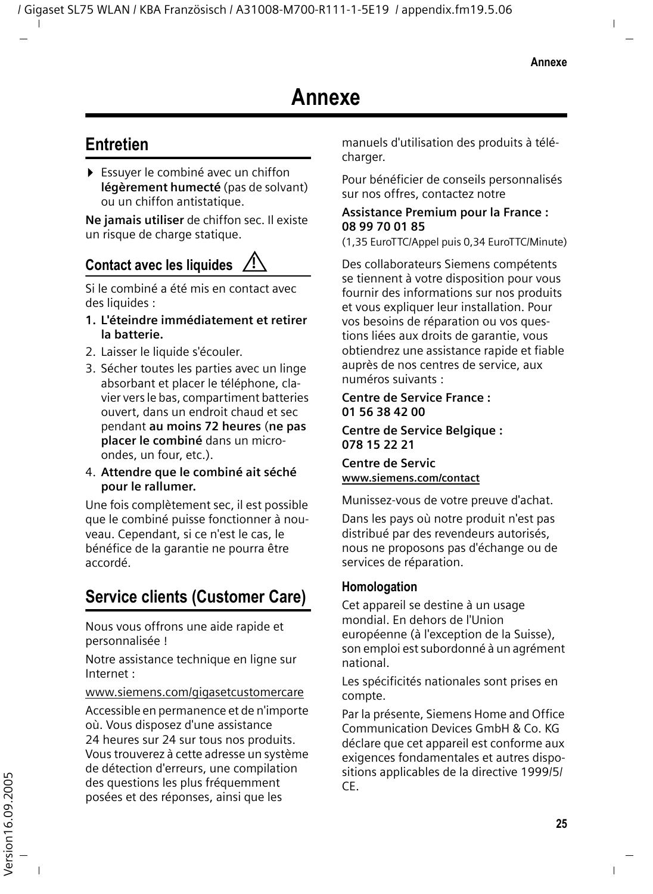# Annexe

## Entretien

- Essuyer le combiné avec un chiffon **légèrement humecté** (pas de solvant) ou un chiffon antistatique.

**Ne jamais utiliser** de chiffon sec. Il existe un risque de charge statique.

### Contact avec les liquides ⚠

Si le combiné a été mis en contact avec des liquides :

1. **L'éteindre immédiatement et retirer la batterie.**
2. Laisser le liquide s'écouler.
3. Sécher toutes les parties avec un linge absorbant et placer le téléphone, clavier vers le bas, compartiment batteries ouvert, dans un endroit chaud et sec pendant **au moins 72 heures** (**ne pas placer le combiné** dans un micro-ondes, un four, etc.).
4. **Attendre que le combiné ait séché pour le rallumer.**

Une fois complètement sec, il est possible que le combiné puisse fonctionner à nouveau. Cependant, si ce n'est le cas, le bénéfice de la garantie ne pourra être accordé.

## Service clients (Customer Care)

Nous vous offrons une aide rapide et personnalisée !

Notre assistance technique en ligne sur Internet :

www.siemens.com/gigasetcustomercare

Accessible en permanence et de n'importe où. Vous disposez d'une assistance 24 heures sur 24 sur tous nos produits. Vous trouverez à cette adresse un système de détection d'erreurs, une compilation des questions les plus fréquemment posées et des réponses, ainsi que les manuels d'utilisation des produits à télécharger.

Pour bénéficier de conseils personnalisés sur nos offres, contactez notre

**Assistance Premium pour la France : 08 99 70 01 85**
(1,35 EuroTTC/Appel puis 0,34 EuroTTC/Minute)

Des collaborateurs Siemens compétents se tiennent à votre disposition pour vous fournir des informations sur nos produits et vous expliquer leur installation. Pour vos besoins de réparation ou vos questions liées aux droits de garantie, vous obtiendrez une assistance rapide et fiable auprès de nos centres de service, aux numéros suivants :

**Centre de Service France : 01 56 38 42 00**

**Centre de Service Belgique : 078 15 22 21**

**Centre de Servic**
**www.siemens.com/contact**

Munissez-vous de votre preuve d'achat.

Dans les pays où notre produit n'est pas distribué par des revendeurs autorisés, nous ne proposons pas d'échange ou de services de réparation.

### Homologation

Cet appareil se destine à un usage mondial. En dehors de l'Union européenne (à l'exception de la Suisse), son emploi est subordonné à un agrément national.

Les spécificités nationales sont prises en compte.

Par la présente, Siemens Home and Office Communication Devices GmbH & Co. KG déclare que cet appareil est conforme aux exigences fondamentales et autres dispositions applicables de la directive 1999/5/CE.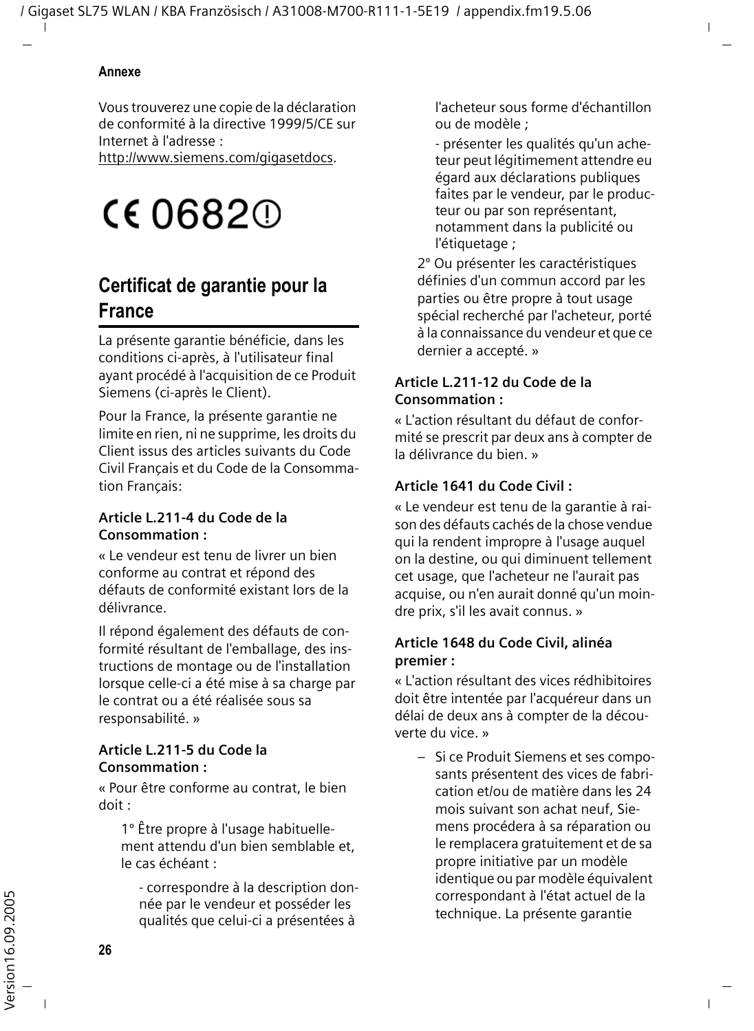Vous trouverez une copie de la déclaration de conformité à la directive 1999/5/CE sur Internet à l'adresse :
http://www.siemens.com/gigasetdocs.

CE 0682ⓘ

## Certificat de garantie pour la France

La présente garantie bénéficie, dans les conditions ci-après, à l'utilisateur final ayant procédé à l'acquisition de ce Produit Siemens (ci-après le Client).

Pour la France, la présente garantie ne limite en rien, ni ne supprime, les droits du Client issus des articles suivants du Code Civil Français et du Code de la Consommation Français:

#### Article L.211-4 du Code de la Consommation :

« Le vendeur est tenu de livrer un bien conforme au contrat et répond des défauts de conformité existant lors de la délivrance.

Il répond également des défauts de conformité résultant de l'emballage, des instructions de montage ou de l'installation lorsque celle-ci a été mise à sa charge par le contrat ou a été réalisée sous sa responsabilité. »

#### Article L.211-5 du Code la Consommation :

« Pour être conforme au contrat, le bien doit :

1° Être propre à l'usage habituellement attendu d'un bien semblable et, le cas échéant :

- correspondre à la description donnée par le vendeur et posséder les qualités que celui-ci a présentées à l'acheteur sous forme d'échantillon ou de modèle ;

- présenter les qualités qu'un acheteur peut légitimement attendre eu égard aux déclarations publiques faites par le vendeur, par le producteur ou par son représentant, notamment dans la publicité ou l'étiquetage ;

2° Ou présenter les caractéristiques définies d'un commun accord par les parties ou être propre à tout usage spécial recherché par l'acheteur, porté à la connaissance du vendeur et que ce dernier a accepté. »

#### Article L.211-12 du Code de la Consommation :

« L'action résultant du défaut de conformité se prescrit par deux ans à compter de la délivrance du bien. »

#### Article 1641 du Code Civil :

« Le vendeur est tenu de la garantie à raison des défauts cachés de la chose vendue qui la rendent impropre à l'usage auquel on la destine, ou qui diminuent tellement cet usage, que l'acheteur ne l'aurait pas acquise, ou n'en aurait donné qu'un moindre prix, s'il les avait connus. »

#### Article 1648 du Code Civil, alinéa premier :

« L'action résultant des vices rédhibitoires doit être intentée par l'acquéreur dans un délai de deux ans à compter de la découverte du vice. »

– Si ce Produit Siemens et ses composants présentent des vices de fabrication et/ou de matière dans les 24 mois suivant son achat neuf, Siemens procédera à sa réparation ou le remplacera gratuitement et de sa propre initiative par un modèle identique ou par modèle équivalent correspondant à l'état actuel de la technique. La présente garantie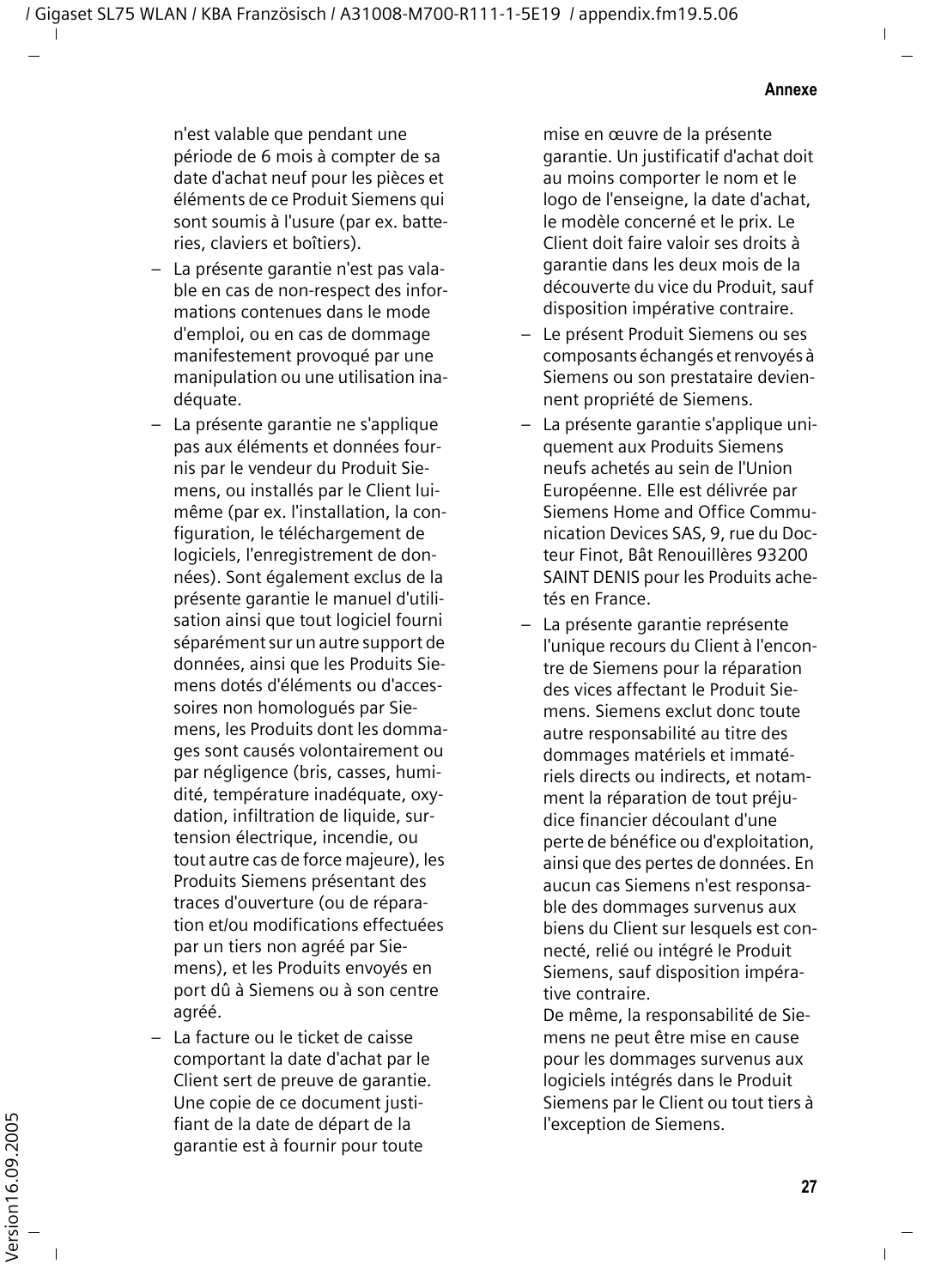n'est valable que pendant une période de 6 mois à compter de sa date d'achat neuf pour les pièces et éléments de ce Produit Siemens qui sont soumis à l'usure (par ex. batteries, claviers et boîtiers).

- La présente garantie n'est pas valable en cas de non-respect des informations contenues dans le mode d'emploi, ou en cas de dommage manifestement provoqué par une manipulation ou une utilisation inadéquate.
- La présente garantie ne s'applique pas aux éléments et données fournis par le vendeur du Produit Siemens, ou installés par le Client lui-même (par ex. l'installation, la configuration, le téléchargement de logiciels, l'enregistrement de données). Sont également exclus de la présente garantie le manuel d'utilisation ainsi que tout logiciel fourni séparément sur un autre support de données, ainsi que les Produits Siemens dotés d'éléments ou d'accessoires non homologués par Siemens, les Produits dont les dommages sont causés volontairement ou par négligence (bris, casses, humidité, température inadéquate, oxydation, infiltration de liquide, surtension électrique, incendie, ou tout autre cas de force majeure), les Produits Siemens présentant des traces d'ouverture (ou de réparation et/ou modifications effectuées par un tiers non agréé par Siemens), et les Produits envoyés en port dû à Siemens ou à son centre agréé.
- La facture ou le ticket de caisse comportant la date d'achat par le Client sert de preuve de garantie. Une copie de ce document justifiant de la date de départ de la garantie est à fournir pour toute mise en œuvre de la présente garantie. Un justificatif d'achat doit au moins comporter le nom et le logo de l'enseigne, la date d'achat, le modèle concerné et le prix. Le Client doit faire valoir ses droits à garantie dans les deux mois de la découverte du vice du Produit, sauf disposition impérative contraire.
- Le présent Produit Siemens ou ses composants échangés et renvoyés à Siemens ou son prestataire deviennent propriété de Siemens.
- La présente garantie s'applique uniquement aux Produits Siemens neufs achetés au sein de l'Union Européenne. Elle est délivrée par Siemens Home and Office Communication Devices SAS, 9, rue du Docteur Finot, Bât Renouillères 93200 SAINT DENIS pour les Produits achetés en France.
- La présente garantie représente l'unique recours du Client à l'encontre de Siemens pour la réparation des vices affectant le Produit Siemens. Siemens exclut donc toute autre responsabilité au titre des dommages matériels et immatériels directs ou indirects, et notamment la réparation de tout préjudice financier découlant d'une perte de bénéfice ou d'exploitation, ainsi que des pertes de données. En aucun cas Siemens n'est responsable des dommages survenus aux biens du Client sur lesquels est connecté, relié ou intégré le Produit Siemens, sauf disposition impérative contraire.
  De même, la responsabilité de Siemens ne peut être mise en cause pour les dommages survenus aux logiciels intégrés dans le Produit Siemens par le Client ou tout tiers à l'exception de Siemens.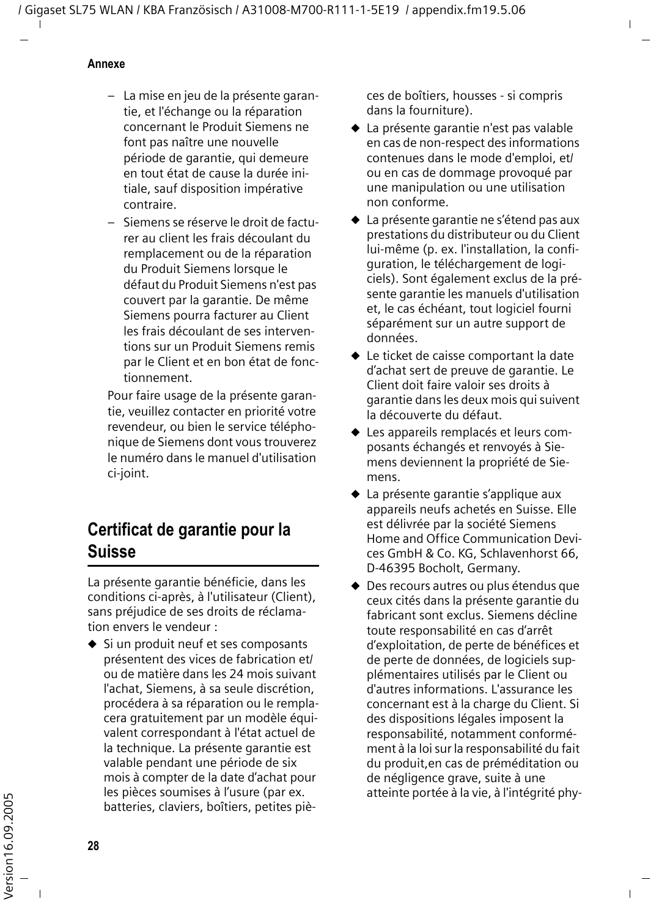– La mise en jeu de la présente garantie, et l'échange ou la réparation concernant le Produit Siemens ne font pas naître une nouvelle période de garantie, qui demeure en tout état de cause la durée initiale, sauf disposition impérative contraire.

– Siemens se réserve le droit de facturer au client les frais découlant du remplacement ou de la réparation du Produit Siemens lorsque le défaut du Produit Siemens n'est pas couvert par la garantie. De même Siemens pourra facturer au Client les frais découlant de ses interventions sur un Produit Siemens remis par le Client et en bon état de fonctionnement.

Pour faire usage de la présente garantie, veuillez contacter en priorité votre revendeur, ou bien le service téléphonique de Siemens dont vous trouverez le numéro dans le manuel d'utilisation ci-joint.

## Certificat de garantie pour la Suisse

La présente garantie bénéficie, dans les conditions ci-après, à l'utilisateur (Client), sans préjudice de ses droits de réclamation envers le vendeur :

- Si un produit neuf et ses composants présentent des vices de fabrication et/ ou de matière dans les 24 mois suivant l'achat, Siemens, à sa seule discrétion, procédera à sa réparation ou le remplacera gratuitement par un modèle équivalent correspondant à l'état actuel de la technique. La présente garantie est valable pendant une période de six mois à compter de la date d'achat pour les pièces soumises à l'usure (par ex. batteries, claviers, boîtiers, petites pièces de boîtiers, housses - si compris dans la fourniture).
- La présente garantie n'est pas valable en cas de non-respect des informations contenues dans le mode d'emploi, et/ ou en cas de dommage provoqué par une manipulation ou une utilisation non conforme.
- La présente garantie ne s'étend pas aux prestations du distributeur ou du Client lui-même (p. ex. l'installation, la configuration, le téléchargement de logiciels). Sont également exclus de la présente garantie les manuels d'utilisation et, le cas échéant, tout logiciel fourni séparément sur un autre support de données.
- Le ticket de caisse comportant la date d'achat sert de preuve de garantie. Le Client doit faire valoir ses droits à garantie dans les deux mois qui suivent la découverte du défaut.
- Les appareils remplacés et leurs composants échangés et renvoyés à Siemens deviennent la propriété de Siemens.
- La présente garantie s'applique aux appareils neufs achetés en Suisse. Elle est délivrée par la société Siemens Home and Office Communication Devices GmbH & Co. KG, Schlavenhorst 66, D-46395 Bocholt, Germany.
- Des recours autres ou plus étendus que ceux cités dans la présente garantie du fabricant sont exclus. Siemens décline toute responsabilité en cas d'arrêt d'exploitation, de perte de bénéfices et de perte de données, de logiciels supplémentaires utilisés par le Client ou d'autres informations. L'assurance les concernant est à la charge du Client. Si des dispositions légales imposent la responsabilité, notamment conformément à la loi sur la responsabilité du fait du produit,en cas de préméditation ou de négligence grave, suite à une atteinte portée à la vie, à l'intégrité phy-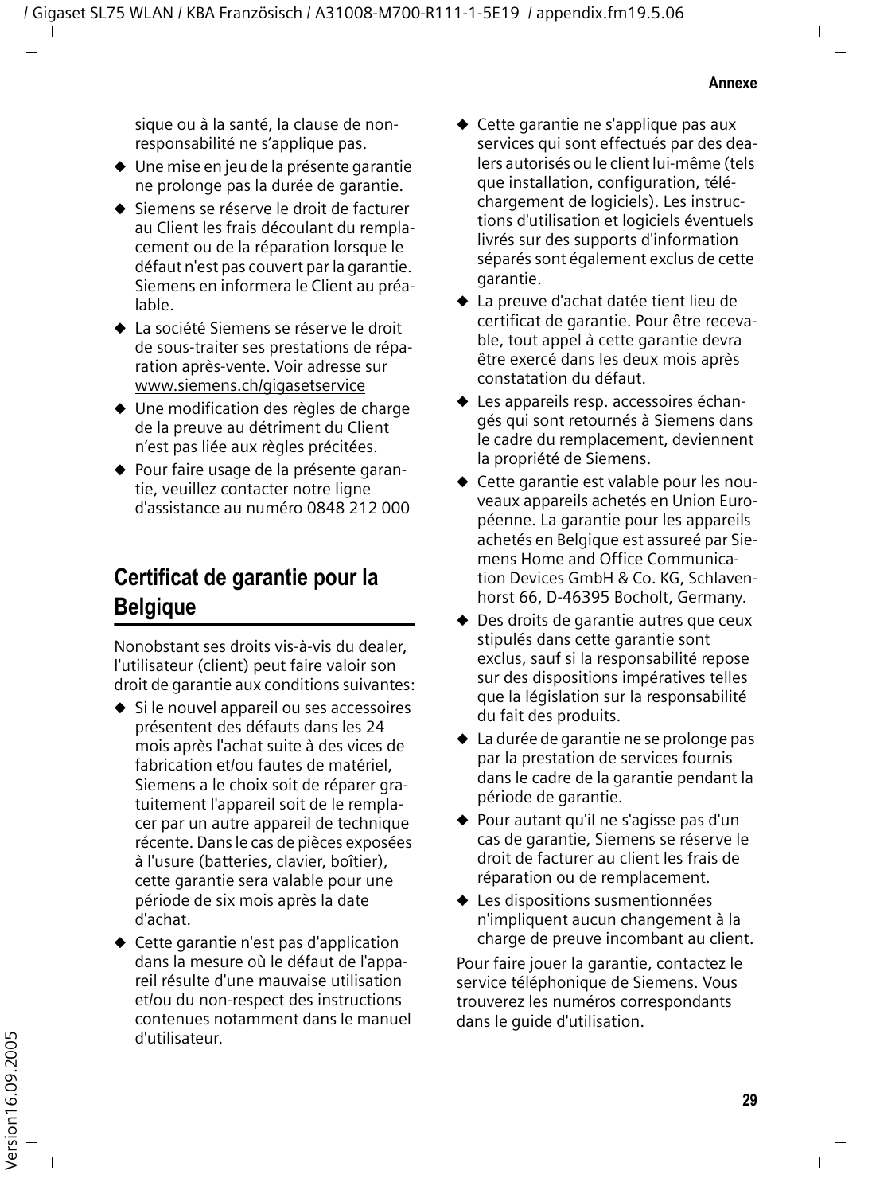sique ou à la santé, la clause de non-responsabilité ne s'applique pas.

- Une mise en jeu de la présente garantie ne prolonge pas la durée de garantie.
- Siemens se réserve le droit de facturer au Client les frais découlant du remplacement ou de la réparation lorsque le défaut n'est pas couvert par la garantie. Siemens en informera le Client au préalable.
- La société Siemens se réserve le droit de sous-traiter ses prestations de réparation après-vente. Voir adresse sur www.siemens.ch/gigasetservice
- Une modification des règles de charge de la preuve au détriment du Client n'est pas liée aux règles précitées.
- Pour faire usage de la présente garantie, veuillez contacter notre ligne d'assistance au numéro 0848 212 000

## Certificat de garantie pour la Belgique

Nonobstant ses droits vis-à-vis du dealer, l'utilisateur (client) peut faire valoir son droit de garantie aux conditions suivantes:

- Si le nouvel appareil ou ses accessoires présentent des défauts dans les 24 mois après l'achat suite à des vices de fabrication et/ou fautes de matériel, Siemens a le choix soit de réparer gratuitement l'appareil soit de le remplacer par un autre appareil de technique récente. Dans le cas de pièces exposées à l'usure (batteries, clavier, boîtier), cette garantie sera valable pour une période de six mois après la date d'achat.
- Cette garantie n'est pas d'application dans la mesure où le défaut de l'appareil résulte d'une mauvaise utilisation et/ou du non-respect des instructions contenues notamment dans le manuel d'utilisateur.
- Cette garantie ne s'applique pas aux services qui sont effectués par des dealers autorisés ou le client lui-même (tels que installation, configuration, téléchargement de logiciels). Les instructions d'utilisation et logiciels éventuels livrés sur des supports d'information séparés sont également exclus de cette garantie.
- La preuve d'achat datée tient lieu de certificat de garantie. Pour être recevable, tout appel à cette garantie devra être exercé dans les deux mois après constatation du défaut.
- Les appareils resp. accessoires échangés qui sont retournés à Siemens dans le cadre du remplacement, deviennent la propriété de Siemens.
- Cette garantie est valable pour les nouveaux appareils achetés en Union Européenne. La garantie pour les appareils achetés en Belgique est assureé par Siemens Home and Office Communication Devices GmbH & Co. KG, Schlavenhorst 66, D-46395 Bocholt, Germany.
- Des droits de garantie autres que ceux stipulés dans cette garantie sont exclus, sauf si la responsabilité repose sur des dispositions impératives telles que la législation sur la responsabilité du fait des produits.
- La durée de garantie ne se prolonge pas par la prestation de services fournis dans le cadre de la garantie pendant la période de garantie.
- Pour autant qu'il ne s'agisse pas d'un cas de garantie, Siemens se réserve le droit de facturer au client les frais de réparation ou de remplacement.
- Les dispositions susmentionnées n'impliquent aucun changement à la charge de preuve incombant au client.

Pour faire jouer la garantie, contactez le service téléphonique de Siemens. Vous trouverez les numéros correspondants dans le guide d'utilisation.